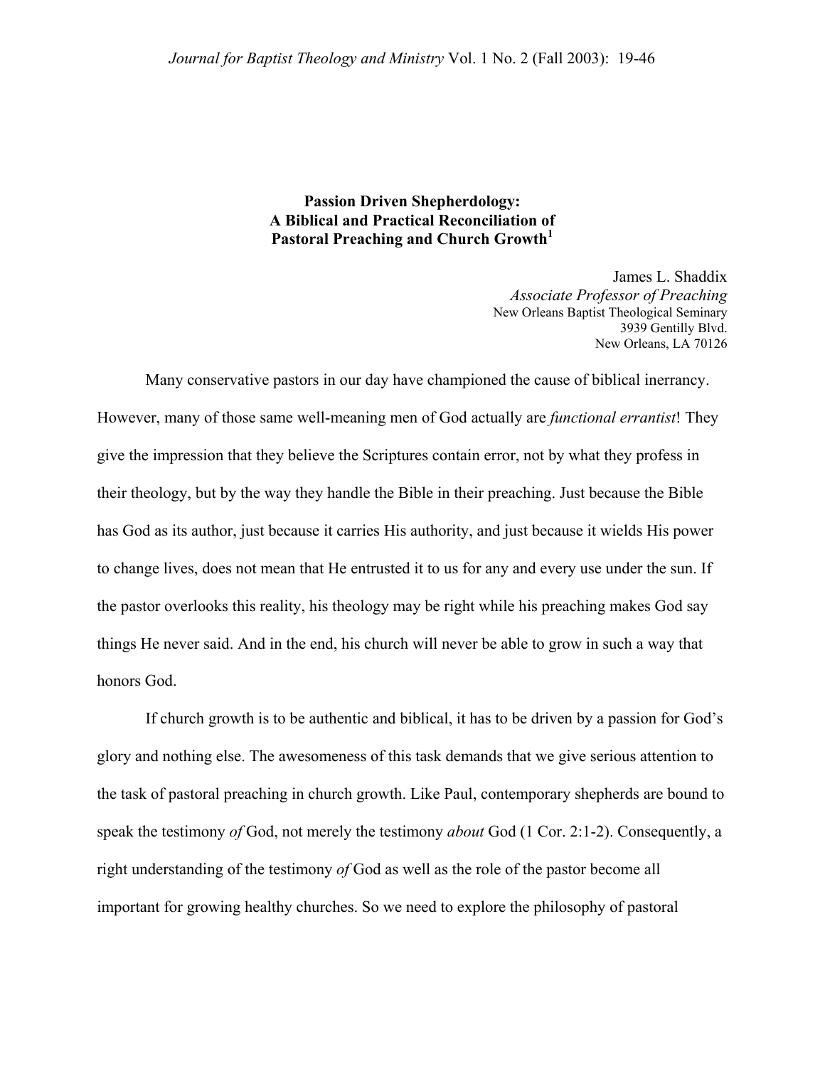**Passion Driven Shepherdology: A Biblical and Practical Reconciliation of Pastoral Preaching and Church Growth**[1]

James L. Shaddix
*Associate Professor of Preaching*
New Orleans Baptist Theological Seminary
3939 Gentilly Blvd.
New Orleans, LA 70126

Many conservative pastors in our day have championed the cause of biblical inerrancy. However, many of those same well-meaning men of God actually are *functional errantist*! They give the impression that they believe the Scriptures contain error, not by what they profess in their theology, but by the way they handle the Bible in their preaching. Just because the Bible has God as its author, just because it carries His authority, and just because it wields His power to change lives, does not mean that He entrusted it to us for any and every use under the sun. If the pastor overlooks this reality, his theology may be right while his preaching makes God say things He never said. And in the end, his church will never be able to grow in such a way that honors God.

If church growth is to be authentic and biblical, it has to be driven by a passion for God's glory and nothing else. The awesomeness of this task demands that we give serious attention to the task of pastoral preaching in church growth. Like Paul, contemporary shepherds are bound to speak the testimony *of* God, not merely the testimony *about* God (1 Cor. 2:1-2). Consequently, a right understanding of the testimony *of* God as well as the role of the pastor become all important for growing healthy churches. So we need to explore the philosophy of pastoral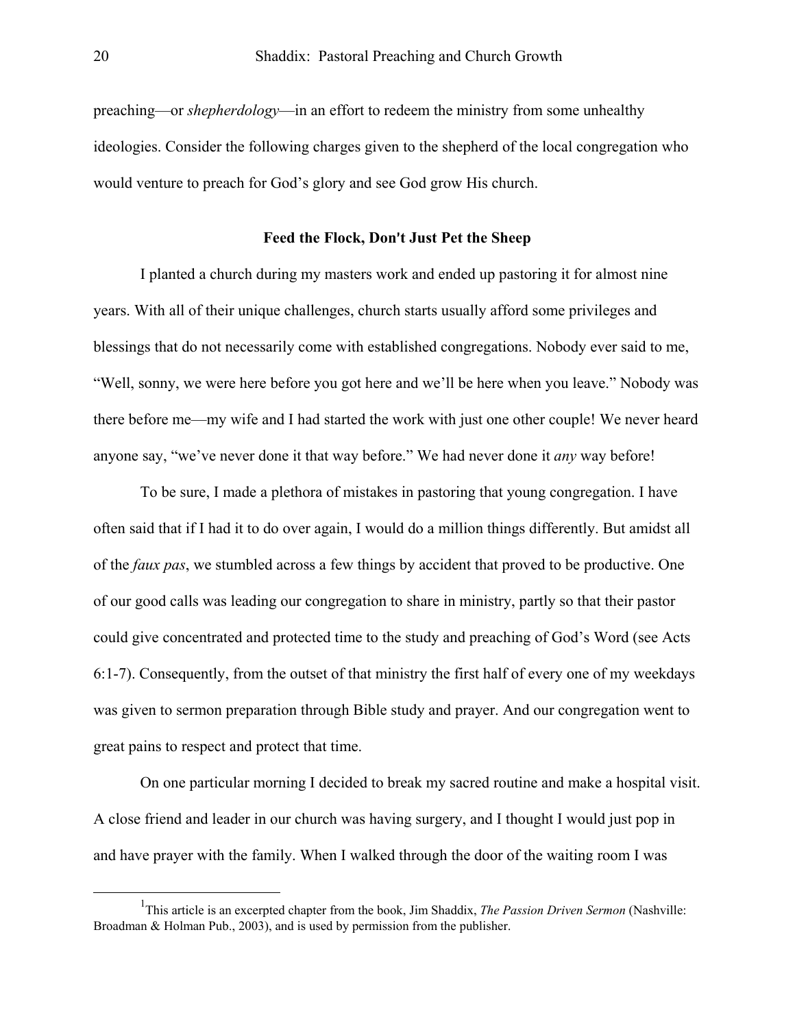preaching—or *shepherdology*—in an effort to redeem the ministry from some unhealthy ideologies. Consider the following charges given to the shepherd of the local congregation who would venture to preach for God's glory and see God grow His church.

## Feed the Flock, Don't Just Pet the Sheep

I planted a church during my masters work and ended up pastoring it for almost nine years. With all of their unique challenges, church starts usually afford some privileges and blessings that do not necessarily come with established congregations. Nobody ever said to me, "Well, sonny, we were here before you got here and we'll be here when you leave." Nobody was there before me—my wife and I had started the work with just one other couple! We never heard anyone say, "we've never done it that way before." We had never done it *any* way before!

To be sure, I made a plethora of mistakes in pastoring that young congregation. I have often said that if I had it to do over again, I would do a million things differently. But amidst all of the *faux pas*, we stumbled across a few things by accident that proved to be productive. One of our good calls was leading our congregation to share in ministry, partly so that their pastor could give concentrated and protected time to the study and preaching of God's Word (see Acts 6:1-7). Consequently, from the outset of that ministry the first half of every one of my weekdays was given to sermon preparation through Bible study and prayer. And our congregation went to great pains to respect and protect that time.

On one particular morning I decided to break my sacred routine and make a hospital visit. A close friend and leader in our church was having surgery, and I thought I would just pop in and have prayer with the family. When I walked through the door of the waiting room I was

---

[1] This article is an excerpted chapter from the book, Jim Shaddix, *The Passion Driven Sermon* (Nashville: Broadman & Holman Pub., 2003), and is used by permission from the publisher.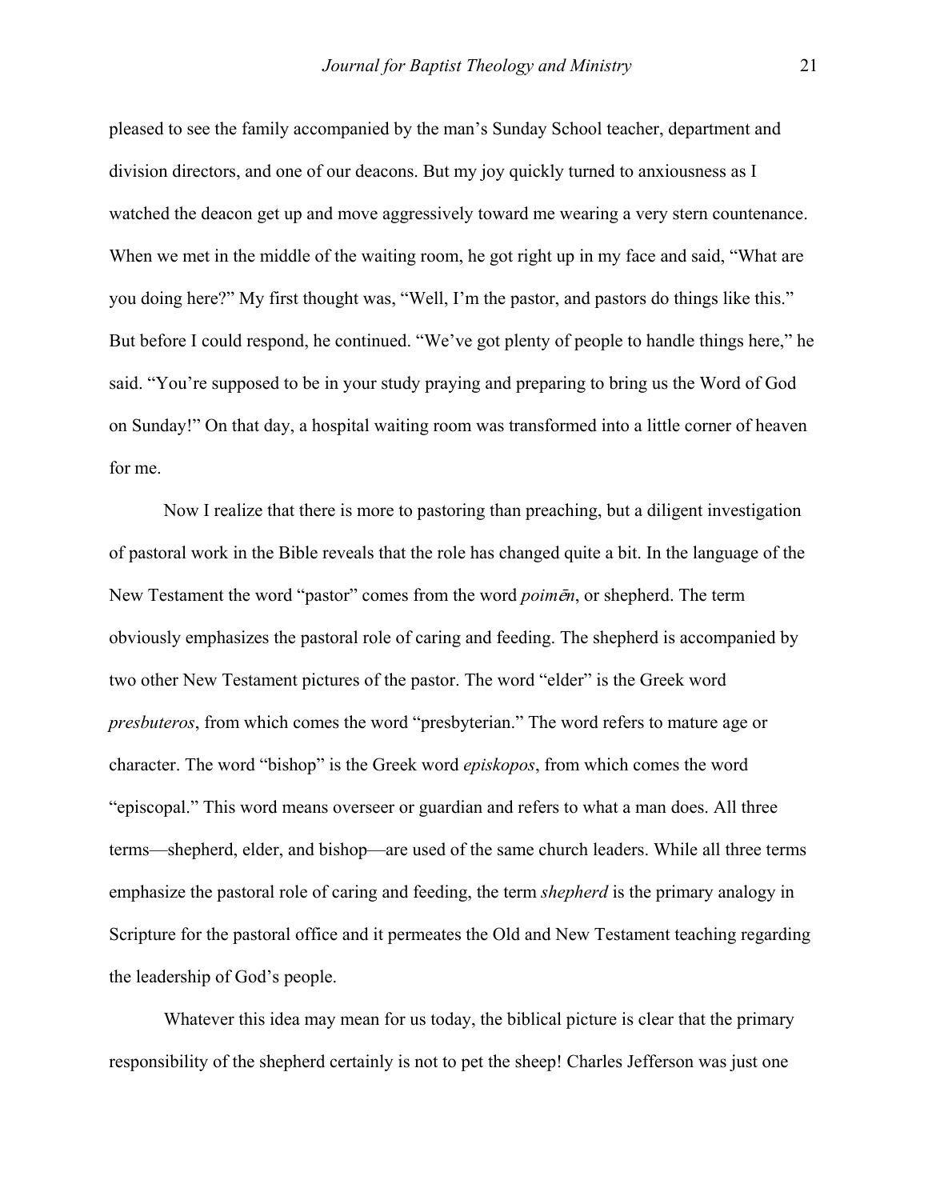pleased to see the family accompanied by the man's Sunday School teacher, department and division directors, and one of our deacons. But my joy quickly turned to anxiousness as I watched the deacon get up and move aggressively toward me wearing a very stern countenance. When we met in the middle of the waiting room, he got right up in my face and said, "What are you doing here?" My first thought was, "Well, I'm the pastor, and pastors do things like this." But before I could respond, he continued. "We've got plenty of people to handle things here," he said. "You're supposed to be in your study praying and preparing to bring us the Word of God on Sunday!" On that day, a hospital waiting room was transformed into a little corner of heaven for me.

Now I realize that there is more to pastoring than preaching, but a diligent investigation of pastoral work in the Bible reveals that the role has changed quite a bit. In the language of the New Testament the word "pastor" comes from the word *poimēn*, or shepherd. The term obviously emphasizes the pastoral role of caring and feeding. The shepherd is accompanied by two other New Testament pictures of the pastor. The word "elder" is the Greek word *presbuteros*, from which comes the word "presbyterian." The word refers to mature age or character. The word "bishop" is the Greek word *episkopos*, from which comes the word "episcopal." This word means overseer or guardian and refers to what a man does. All three terms—shepherd, elder, and bishop—are used of the same church leaders. While all three terms emphasize the pastoral role of caring and feeding, the term *shepherd* is the primary analogy in Scripture for the pastoral office and it permeates the Old and New Testament teaching regarding the leadership of God's people.

Whatever this idea may mean for us today, the biblical picture is clear that the primary responsibility of the shepherd certainly is not to pet the sheep! Charles Jefferson was just one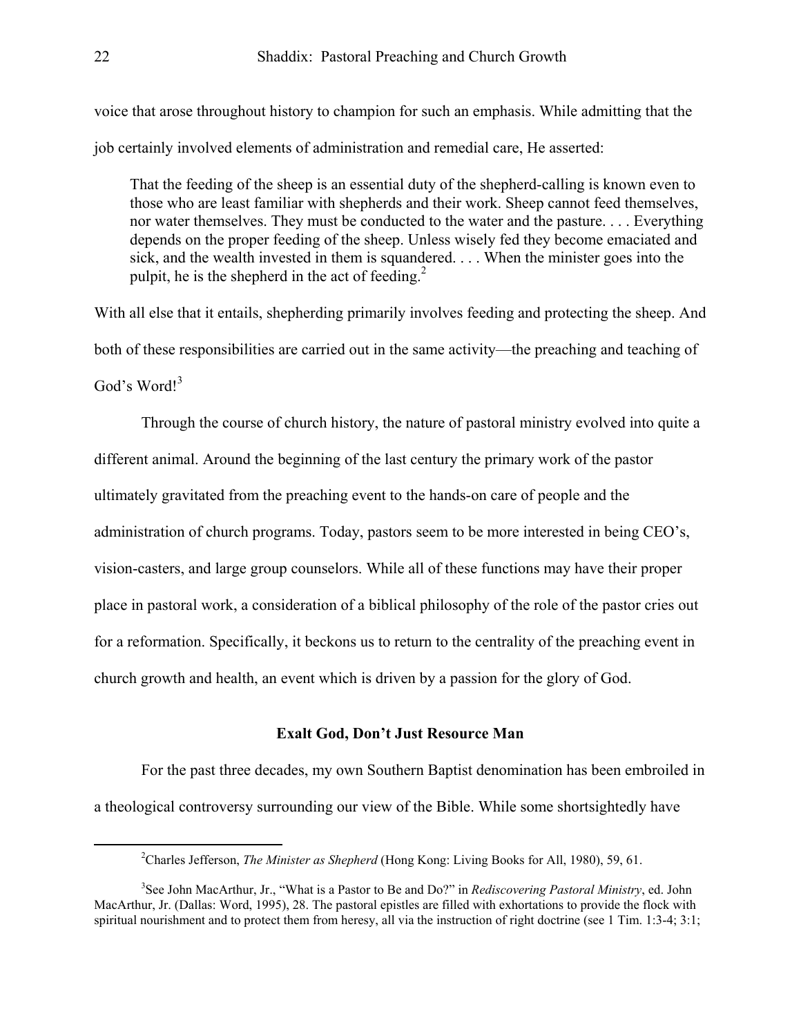voice that arose throughout history to champion for such an emphasis. While admitting that the job certainly involved elements of administration and remedial care, He asserted:

> That the feeding of the sheep is an essential duty of the shepherd-calling is known even to those who are least familiar with shepherds and their work. Sheep cannot feed themselves, nor water themselves. They must be conducted to the water and the pasture. . . . Everything depends on the proper feeding of the sheep. Unless wisely fed they become emaciated and sick, and the wealth invested in them is squandered. . . . When the minister goes into the pulpit, he is the shepherd in the act of feeding.[2]

With all else that it entails, shepherding primarily involves feeding and protecting the sheep. And both of these responsibilities are carried out in the same activity—the preaching and teaching of God's Word![3]

Through the course of church history, the nature of pastoral ministry evolved into quite a different animal. Around the beginning of the last century the primary work of the pastor ultimately gravitated from the preaching event to the hands-on care of people and the administration of church programs. Today, pastors seem to be more interested in being CEO's, vision-casters, and large group counselors. While all of these functions may have their proper place in pastoral work, a consideration of a biblical philosophy of the role of the pastor cries out for a reformation. Specifically, it beckons us to return to the centrality of the preaching event in church growth and health, an event which is driven by a passion for the glory of God.

### Exalt God, Don't Just Resource Man

For the past three decades, my own Southern Baptist denomination has been embroiled in a theological controversy surrounding our view of the Bible. While some shortsightedly have

---

[2]Charles Jefferson, *The Minister as Shepherd* (Hong Kong: Living Books for All, 1980), 59, 61.

[3]See John MacArthur, Jr., "What is a Pastor to Be and Do?" in *Rediscovering Pastoral Ministry*, ed. John MacArthur, Jr. (Dallas: Word, 1995), 28. The pastoral epistles are filled with exhortations to provide the flock with spiritual nourishment and to protect them from heresy, all via the instruction of right doctrine (see 1 Tim. 1:3-4; 3:1;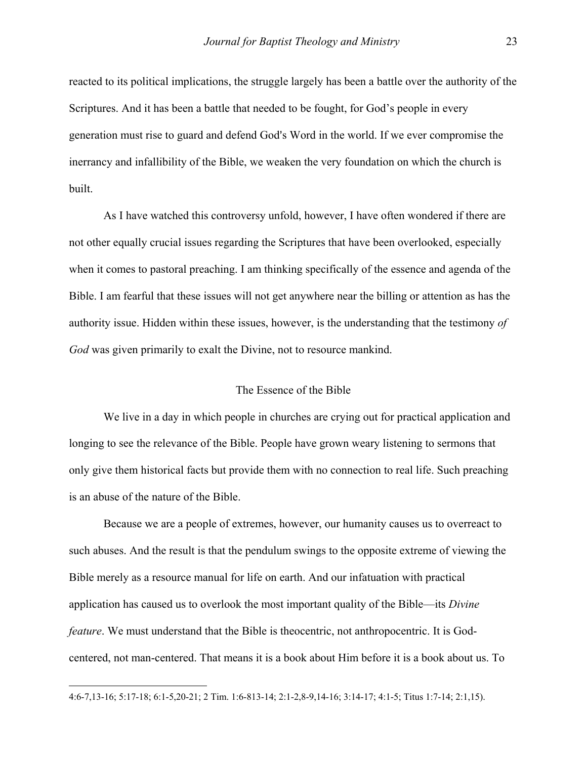reacted to its political implications, the struggle largely has been a battle over the authority of the Scriptures. And it has been a battle that needed to be fought, for God's people in every generation must rise to guard and defend God's Word in the world. If we ever compromise the inerrancy and infallibility of the Bible, we weaken the very foundation on which the church is built.

As I have watched this controversy unfold, however, I have often wondered if there are not other equally crucial issues regarding the Scriptures that have been overlooked, especially when it comes to pastoral preaching. I am thinking specifically of the essence and agenda of the Bible. I am fearful that these issues will not get anywhere near the billing or attention as has the authority issue. Hidden within these issues, however, is the understanding that the testimony *of God* was given primarily to exalt the Divine, not to resource mankind.

## The Essence of the Bible

We live in a day in which people in churches are crying out for practical application and longing to see the relevance of the Bible. People have grown weary listening to sermons that only give them historical facts but provide them with no connection to real life. Such preaching is an abuse of the nature of the Bible.

Because we are a people of extremes, however, our humanity causes us to overreact to such abuses. And the result is that the pendulum swings to the opposite extreme of viewing the Bible merely as a resource manual for life on earth. And our infatuation with practical application has caused us to overlook the most important quality of the Bible—its *Divine feature*. We must understand that the Bible is theocentric, not anthropocentric. It is God-centered, not man-centered. That means it is a book about Him before it is a book about us. To

---

4:6-7,13-16; 5:17-18; 6:1-5,20-21; 2 Tim. 1:6-813-14; 2:1-2,8-9,14-16; 3:14-17; 4:1-5; Titus 1:7-14; 2:1,15).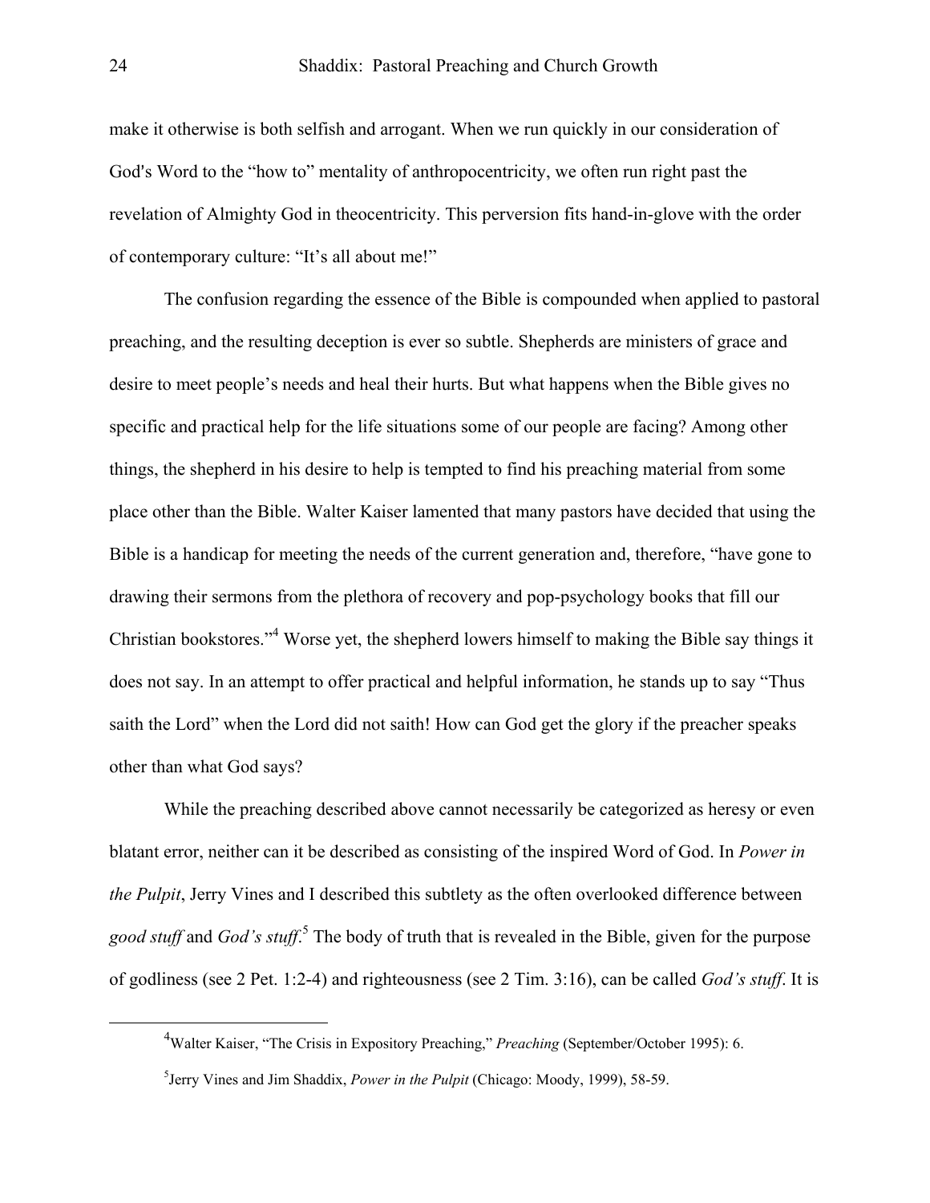make it otherwise is both selfish and arrogant. When we run quickly in our consideration of God's Word to the "how to" mentality of anthropocentricity, we often run right past the revelation of Almighty God in theocentricity. This perversion fits hand-in-glove with the order of contemporary culture: "It's all about me!"

The confusion regarding the essence of the Bible is compounded when applied to pastoral preaching, and the resulting deception is ever so subtle. Shepherds are ministers of grace and desire to meet people's needs and heal their hurts. But what happens when the Bible gives no specific and practical help for the life situations some of our people are facing? Among other things, the shepherd in his desire to help is tempted to find his preaching material from some place other than the Bible. Walter Kaiser lamented that many pastors have decided that using the Bible is a handicap for meeting the needs of the current generation and, therefore, "have gone to drawing their sermons from the plethora of recovery and pop-psychology books that fill our Christian bookstores."[4] Worse yet, the shepherd lowers himself to making the Bible say things it does not say. In an attempt to offer practical and helpful information, he stands up to say "Thus saith the Lord" when the Lord did not saith! How can God get the glory if the preacher speaks other than what God says?

While the preaching described above cannot necessarily be categorized as heresy or even blatant error, neither can it be described as consisting of the inspired Word of God. In *Power in the Pulpit*, Jerry Vines and I described this subtlety as the often overlooked difference between *good stuff* and *God's stuff*.[5] The body of truth that is revealed in the Bible, given for the purpose of godliness (see 2 Pet. 1:2-4) and righteousness (see 2 Tim. 3:16), can be called *God's stuff*. It is

[4] Walter Kaiser, "The Crisis in Expository Preaching," *Preaching* (September/October 1995): 6.

[5] Jerry Vines and Jim Shaddix, *Power in the Pulpit* (Chicago: Moody, 1999), 58-59.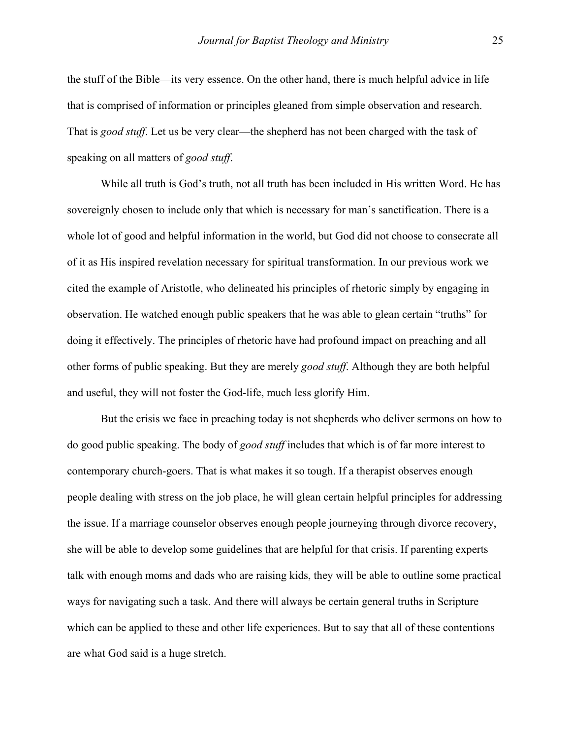the stuff of the Bible—its very essence. On the other hand, there is much helpful advice in life that is comprised of information or principles gleaned from simple observation and research. That is *good stuff*. Let us be very clear—the shepherd has not been charged with the task of speaking on all matters of *good stuff*.

While all truth is God's truth, not all truth has been included in His written Word. He has sovereignly chosen to include only that which is necessary for man's sanctification. There is a whole lot of good and helpful information in the world, but God did not choose to consecrate all of it as His inspired revelation necessary for spiritual transformation. In our previous work we cited the example of Aristotle, who delineated his principles of rhetoric simply by engaging in observation. He watched enough public speakers that he was able to glean certain "truths" for doing it effectively. The principles of rhetoric have had profound impact on preaching and all other forms of public speaking. But they are merely *good stuff*. Although they are both helpful and useful, they will not foster the God-life, much less glorify Him.

But the crisis we face in preaching today is not shepherds who deliver sermons on how to do good public speaking. The body of *good stuff* includes that which is of far more interest to contemporary church-goers. That is what makes it so tough. If a therapist observes enough people dealing with stress on the job place, he will glean certain helpful principles for addressing the issue. If a marriage counselor observes enough people journeying through divorce recovery, she will be able to develop some guidelines that are helpful for that crisis. If parenting experts talk with enough moms and dads who are raising kids, they will be able to outline some practical ways for navigating such a task. And there will always be certain general truths in Scripture which can be applied to these and other life experiences. But to say that all of these contentions are what God said is a huge stretch.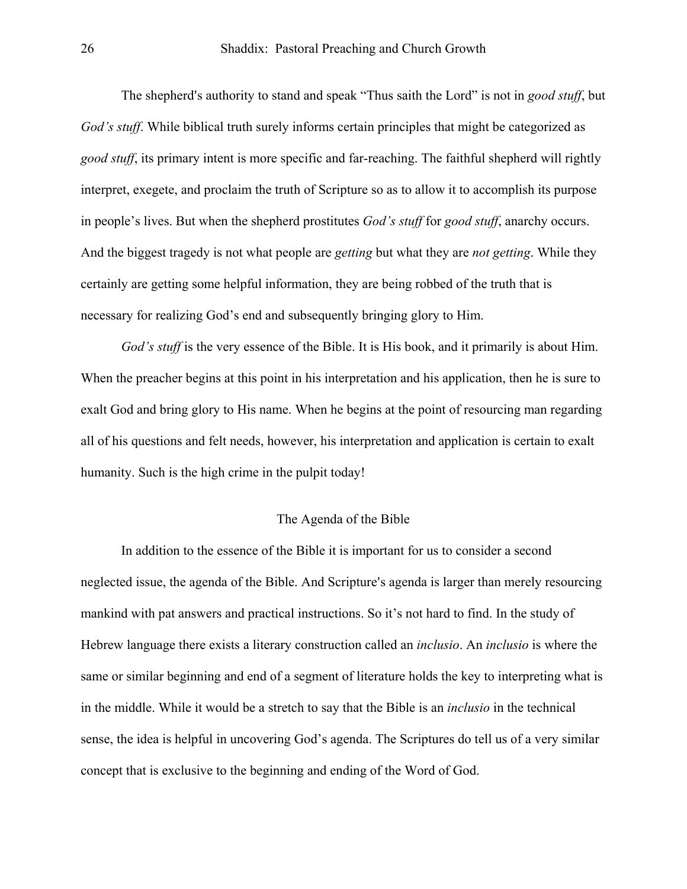The shepherd's authority to stand and speak "Thus saith the Lord" is not in *good stuff*, but *God's stuff*. While biblical truth surely informs certain principles that might be categorized as *good stuff*, its primary intent is more specific and far-reaching. The faithful shepherd will rightly interpret, exegete, and proclaim the truth of Scripture so as to allow it to accomplish its purpose in people's lives. But when the shepherd prostitutes *God's stuff* for *good stuff*, anarchy occurs. And the biggest tragedy is not what people are *getting* but what they are *not getting*. While they certainly are getting some helpful information, they are being robbed of the truth that is necessary for realizing God's end and subsequently bringing glory to Him.

*God's stuff* is the very essence of the Bible. It is His book, and it primarily is about Him. When the preacher begins at this point in his interpretation and his application, then he is sure to exalt God and bring glory to His name. When he begins at the point of resourcing man regarding all of his questions and felt needs, however, his interpretation and application is certain to exalt humanity. Such is the high crime in the pulpit today!

## The Agenda of the Bible

In addition to the essence of the Bible it is important for us to consider a second neglected issue, the agenda of the Bible. And Scripture's agenda is larger than merely resourcing mankind with pat answers and practical instructions. So it's not hard to find. In the study of Hebrew language there exists a literary construction called an *inclusio*. An *inclusio* is where the same or similar beginning and end of a segment of literature holds the key to interpreting what is in the middle. While it would be a stretch to say that the Bible is an *inclusio* in the technical sense, the idea is helpful in uncovering God's agenda. The Scriptures do tell us of a very similar concept that is exclusive to the beginning and ending of the Word of God.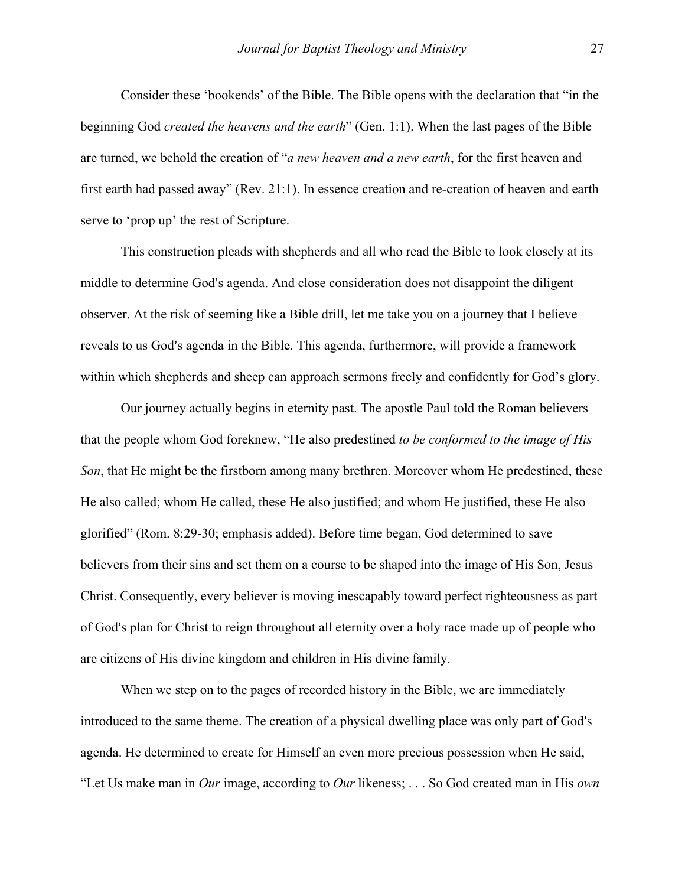Consider these 'bookends' of the Bible. The Bible opens with the declaration that "in the beginning God *created the heavens and the earth*" (Gen. 1:1). When the last pages of the Bible are turned, we behold the creation of "*a new heaven and a new earth*, for the first heaven and first earth had passed away" (Rev. 21:1). In essence creation and re-creation of heaven and earth serve to 'prop up' the rest of Scripture.

This construction pleads with shepherds and all who read the Bible to look closely at its middle to determine God's agenda. And close consideration does not disappoint the diligent observer. At the risk of seeming like a Bible drill, let me take you on a journey that I believe reveals to us God's agenda in the Bible. This agenda, furthermore, will provide a framework within which shepherds and sheep can approach sermons freely and confidently for God's glory.

Our journey actually begins in eternity past. The apostle Paul told the Roman believers that the people whom God foreknew, "He also predestined *to be conformed to the image of His Son*, that He might be the firstborn among many brethren. Moreover whom He predestined, these He also called; whom He called, these He also justified; and whom He justified, these He also glorified" (Rom. 8:29-30; emphasis added). Before time began, God determined to save believers from their sins and set them on a course to be shaped into the image of His Son, Jesus Christ. Consequently, every believer is moving inescapably toward perfect righteousness as part of God's plan for Christ to reign throughout all eternity over a holy race made up of people who are citizens of His divine kingdom and children in His divine family.

When we step on to the pages of recorded history in the Bible, we are immediately introduced to the same theme. The creation of a physical dwelling place was only part of God's agenda. He determined to create for Himself an even more precious possession when He said, "Let Us make man in *Our* image, according to *Our* likeness; . . . So God created man in His *own*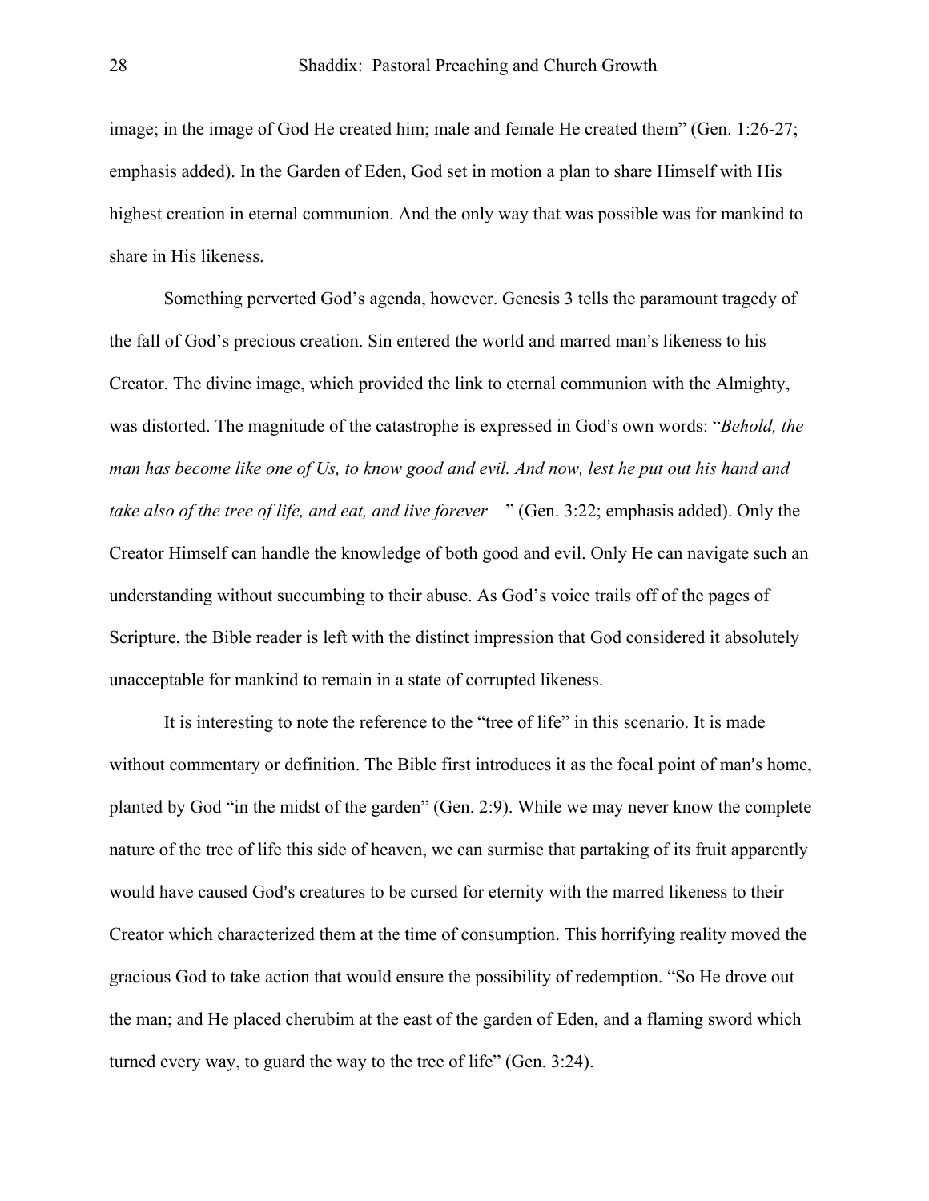image; in the image of God He created him; male and female He created them" (Gen. 1:26-27; emphasis added). In the Garden of Eden, God set in motion a plan to share Himself with His highest creation in eternal communion. And the only way that was possible was for mankind to share in His likeness.

Something perverted God's agenda, however. Genesis 3 tells the paramount tragedy of the fall of God's precious creation. Sin entered the world and marred man's likeness to his Creator. The divine image, which provided the link to eternal communion with the Almighty, was distorted. The magnitude of the catastrophe is expressed in God's own words: "*Behold, the man has become like one of Us, to know good and evil. And now, lest he put out his hand and take also of the tree of life, and eat, and live forever*—" (Gen. 3:22; emphasis added). Only the Creator Himself can handle the knowledge of both good and evil. Only He can navigate such an understanding without succumbing to their abuse. As God's voice trails off of the pages of Scripture, the Bible reader is left with the distinct impression that God considered it absolutely unacceptable for mankind to remain in a state of corrupted likeness.

It is interesting to note the reference to the "tree of life" in this scenario. It is made without commentary or definition. The Bible first introduces it as the focal point of man's home, planted by God "in the midst of the garden" (Gen. 2:9). While we may never know the complete nature of the tree of life this side of heaven, we can surmise that partaking of its fruit apparently would have caused God's creatures to be cursed for eternity with the marred likeness to their Creator which characterized them at the time of consumption. This horrifying reality moved the gracious God to take action that would ensure the possibility of redemption. "So He drove out the man; and He placed cherubim at the east of the garden of Eden, and a flaming sword which turned every way, to guard the way to the tree of life" (Gen. 3:24).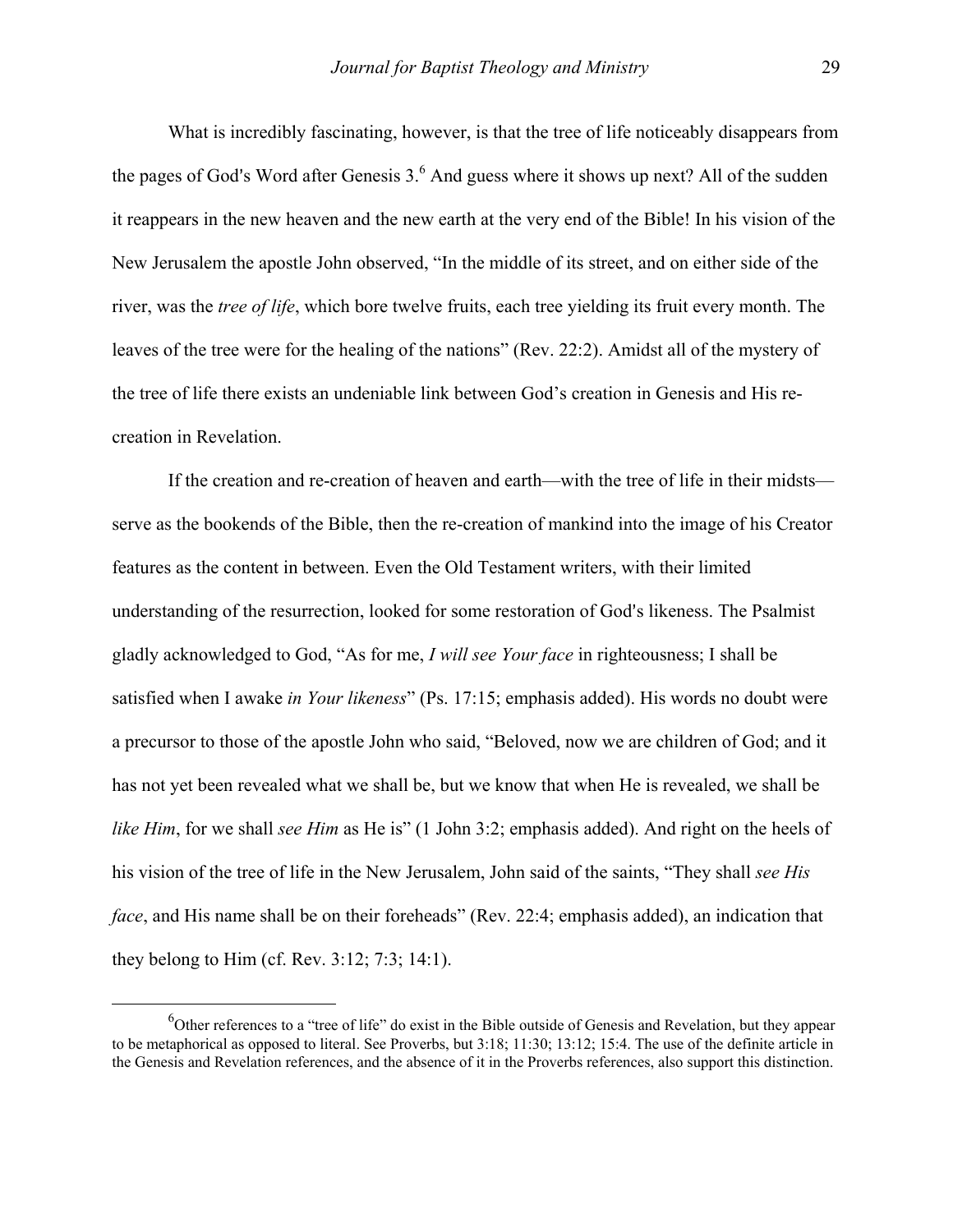What is incredibly fascinating, however, is that the tree of life noticeably disappears from the pages of God's Word after Genesis 3.[6] And guess where it shows up next? All of the sudden it reappears in the new heaven and the new earth at the very end of the Bible! In his vision of the New Jerusalem the apostle John observed, “In the middle of its street, and on either side of the river, was the *tree of life*, which bore twelve fruits, each tree yielding its fruit every month. The leaves of the tree were for the healing of the nations” (Rev. 22:2). Amidst all of the mystery of the tree of life there exists an undeniable link between God’s creation in Genesis and His re-creation in Revelation.

If the creation and re-creation of heaven and earth—with the tree of life in their midsts—serve as the bookends of the Bible, then the re-creation of mankind into the image of his Creator features as the content in between. Even the Old Testament writers, with their limited understanding of the resurrection, looked for some restoration of God's likeness. The Psalmist gladly acknowledged to God, “As for me, *I will see Your face* in righteousness; I shall be satisfied when I awake *in Your likeness*” (Ps. 17:15; emphasis added). His words no doubt were a precursor to those of the apostle John who said, “Beloved, now we are children of God; and it has not yet been revealed what we shall be, but we know that when He is revealed, we shall be *like Him*, for we shall *see Him* as He is” (1 John 3:2; emphasis added). And right on the heels of his vision of the tree of life in the New Jerusalem, John said of the saints, “They shall *see His face*, and His name shall be on their foreheads” (Rev. 22:4; emphasis added), an indication that they belong to Him (cf. Rev. 3:12; 7:3; 14:1).

---

[6] Other references to a “tree of life” do exist in the Bible outside of Genesis and Revelation, but they appear to be metaphorical as opposed to literal. See Proverbs, but 3:18; 11:30; 13:12; 15:4. The use of the definite article in the Genesis and Revelation references, and the absence of it in the Proverbs references, also support this distinction.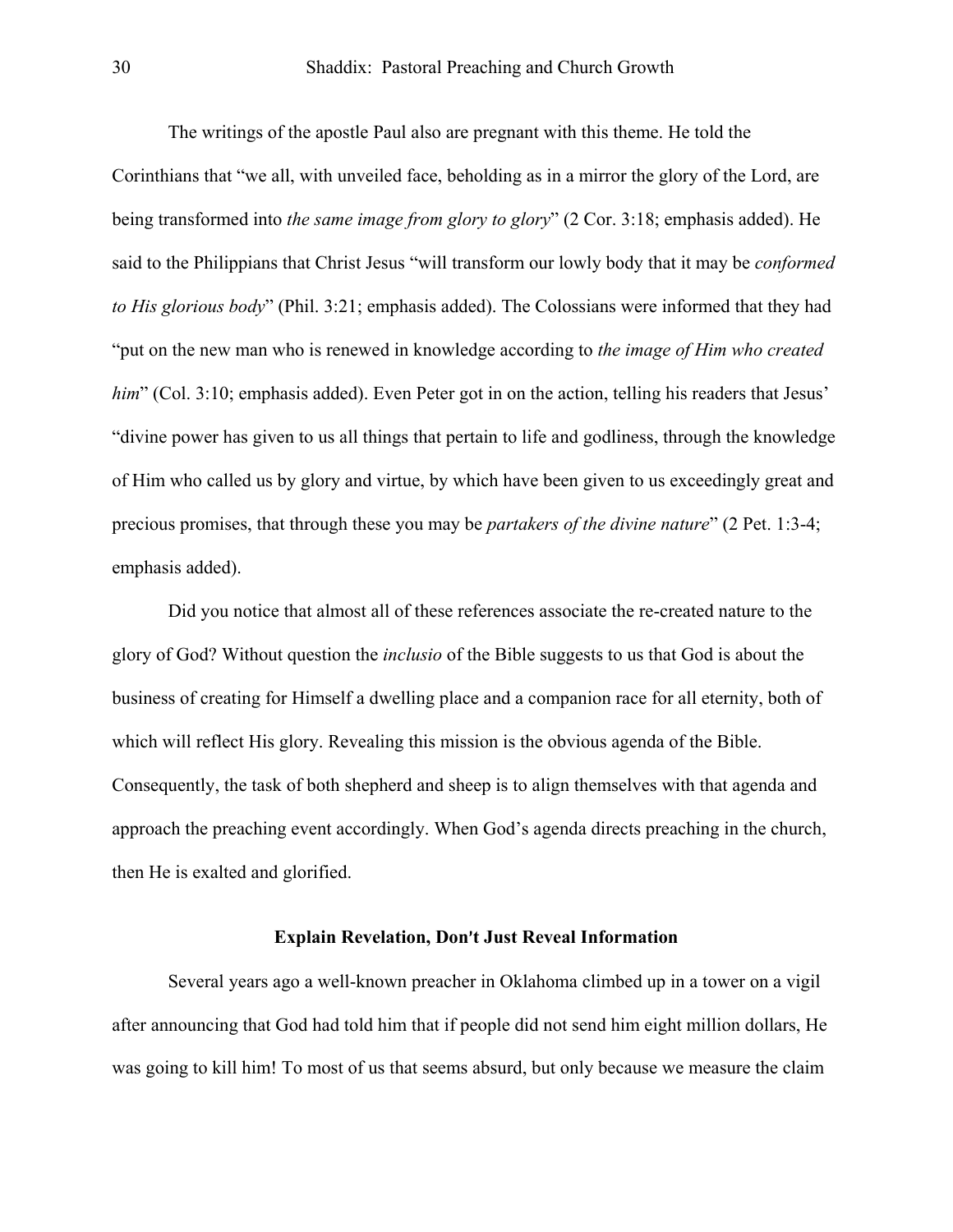The writings of the apostle Paul also are pregnant with this theme. He told the Corinthians that "we all, with unveiled face, beholding as in a mirror the glory of the Lord, are being transformed into *the same image from glory to glory*" (2 Cor. 3:18; emphasis added). He said to the Philippians that Christ Jesus "will transform our lowly body that it may be *conformed to His glorious body*" (Phil. 3:21; emphasis added). The Colossians were informed that they had "put on the new man who is renewed in knowledge according to *the image of Him who created him*" (Col. 3:10; emphasis added). Even Peter got in on the action, telling his readers that Jesus' "divine power has given to us all things that pertain to life and godliness, through the knowledge of Him who called us by glory and virtue, by which have been given to us exceedingly great and precious promises, that through these you may be *partakers of the divine nature*" (2 Pet. 1:3-4; emphasis added).

Did you notice that almost all of these references associate the re-created nature to the glory of God? Without question the *inclusio* of the Bible suggests to us that God is about the business of creating for Himself a dwelling place and a companion race for all eternity, both of which will reflect His glory. Revealing this mission is the obvious agenda of the Bible. Consequently, the task of both shepherd and sheep is to align themselves with that agenda and approach the preaching event accordingly. When God's agenda directs preaching in the church, then He is exalted and glorified.

### Explain Revelation, Don't Just Reveal Information

Several years ago a well-known preacher in Oklahoma climbed up in a tower on a vigil after announcing that God had told him that if people did not send him eight million dollars, He was going to kill him! To most of us that seems absurd, but only because we measure the claim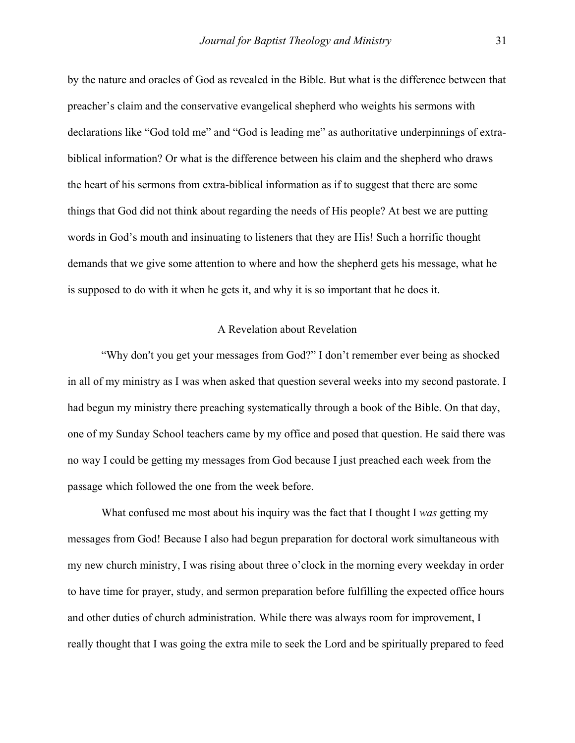by the nature and oracles of God as revealed in the Bible. But what is the difference between that preacher's claim and the conservative evangelical shepherd who weights his sermons with declarations like "God told me" and "God is leading me" as authoritative underpinnings of extra-biblical information? Or what is the difference between his claim and the shepherd who draws the heart of his sermons from extra-biblical information as if to suggest that there are some things that God did not think about regarding the needs of His people? At best we are putting words in God's mouth and insinuating to listeners that they are His! Such a horrific thought demands that we give some attention to where and how the shepherd gets his message, what he is supposed to do with it when he gets it, and why it is so important that he does it.

## A Revelation about Revelation

"Why don't you get your messages from God?" I don't remember ever being as shocked in all of my ministry as I was when asked that question several weeks into my second pastorate. I had begun my ministry there preaching systematically through a book of the Bible. On that day, one of my Sunday School teachers came by my office and posed that question. He said there was no way I could be getting my messages from God because I just preached each week from the passage which followed the one from the week before.

What confused me most about his inquiry was the fact that I thought I *was* getting my messages from God! Because I also had begun preparation for doctoral work simultaneous with my new church ministry, I was rising about three o'clock in the morning every weekday in order to have time for prayer, study, and sermon preparation before fulfilling the expected office hours and other duties of church administration. While there was always room for improvement, I really thought that I was going the extra mile to seek the Lord and be spiritually prepared to feed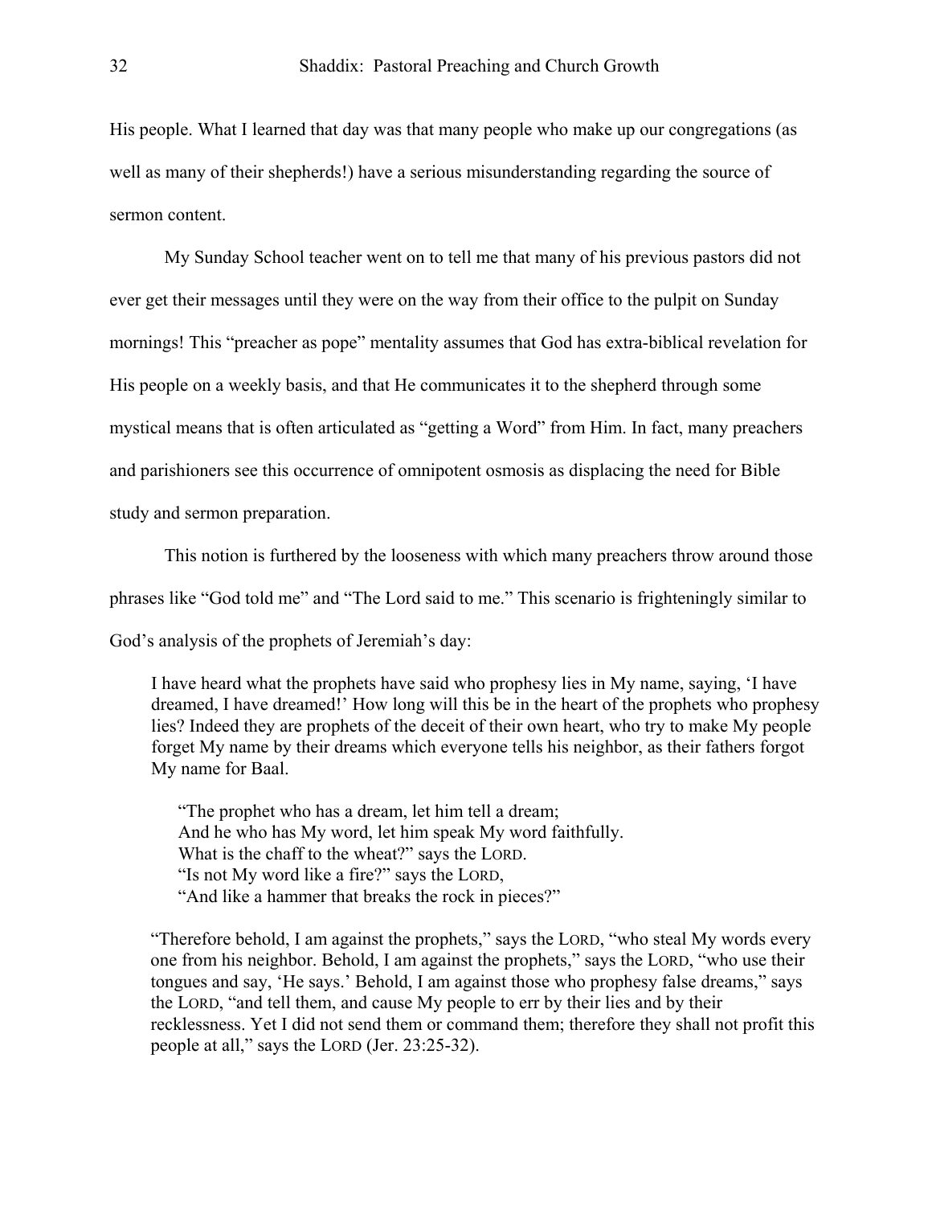His people. What I learned that day was that many people who make up our congregations (as well as many of their shepherds!) have a serious misunderstanding regarding the source of sermon content.

My Sunday School teacher went on to tell me that many of his previous pastors did not ever get their messages until they were on the way from their office to the pulpit on Sunday mornings! This "preacher as pope" mentality assumes that God has extra-biblical revelation for His people on a weekly basis, and that He communicates it to the shepherd through some mystical means that is often articulated as "getting a Word" from Him. In fact, many preachers and parishioners see this occurrence of omnipotent osmosis as displacing the need for Bible study and sermon preparation.

This notion is furthered by the looseness with which many preachers throw around those phrases like "God told me" and "The Lord said to me." This scenario is frighteningly similar to God's analysis of the prophets of Jeremiah's day:

> I have heard what the prophets have said who prophesy lies in My name, saying, 'I have dreamed, I have dreamed!' How long will this be in the heart of the prophets who prophesy lies? Indeed they are prophets of the deceit of their own heart, who try to make My people forget My name by their dreams which everyone tells his neighbor, as their fathers forgot My name for Baal.
>
> "The prophet who has a dream, let him tell a dream;
> And he who has My word, let him speak My word faithfully.
> What is the chaff to the wheat?" says the LORD.
> "Is not My word like a fire?" says the LORD,
> "And like a hammer that breaks the rock in pieces?"
>
> "Therefore behold, I am against the prophets," says the LORD, "who steal My words every one from his neighbor. Behold, I am against the prophets," says the LORD, "who use their tongues and say, 'He says.' Behold, I am against those who prophesy false dreams," says the LORD, "and tell them, and cause My people to err by their lies and by their recklessness. Yet I did not send them or command them; therefore they shall not profit this people at all," says the LORD (Jer. 23:25-32).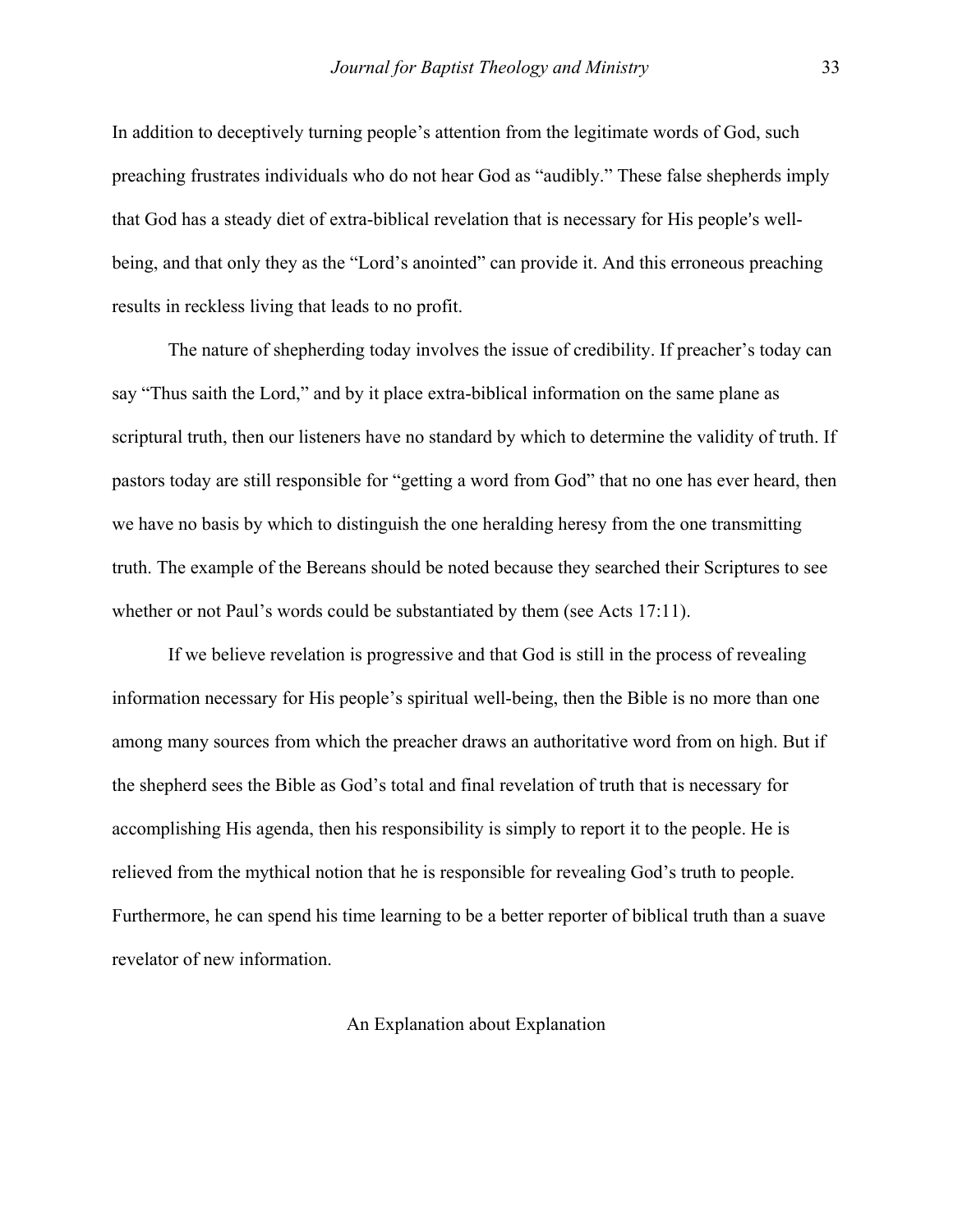In addition to deceptively turning people's attention from the legitimate words of God, such preaching frustrates individuals who do not hear God as "audibly." These false shepherds imply that God has a steady diet of extra-biblical revelation that is necessary for His people's well-being, and that only they as the "Lord's anointed" can provide it. And this erroneous preaching results in reckless living that leads to no profit.

The nature of shepherding today involves the issue of credibility. If preacher's today can say "Thus saith the Lord," and by it place extra-biblical information on the same plane as scriptural truth, then our listeners have no standard by which to determine the validity of truth. If pastors today are still responsible for "getting a word from God" that no one has ever heard, then we have no basis by which to distinguish the one heralding heresy from the one transmitting truth. The example of the Bereans should be noted because they searched their Scriptures to see whether or not Paul's words could be substantiated by them (see Acts 17:11).

If we believe revelation is progressive and that God is still in the process of revealing information necessary for His people's spiritual well-being, then the Bible is no more than one among many sources from which the preacher draws an authoritative word from on high. But if the shepherd sees the Bible as God's total and final revelation of truth that is necessary for accomplishing His agenda, then his responsibility is simply to report it to the people. He is relieved from the mythical notion that he is responsible for revealing God's truth to people. Furthermore, he can spend his time learning to be a better reporter of biblical truth than a suave revelator of new information.

## An Explanation about Explanation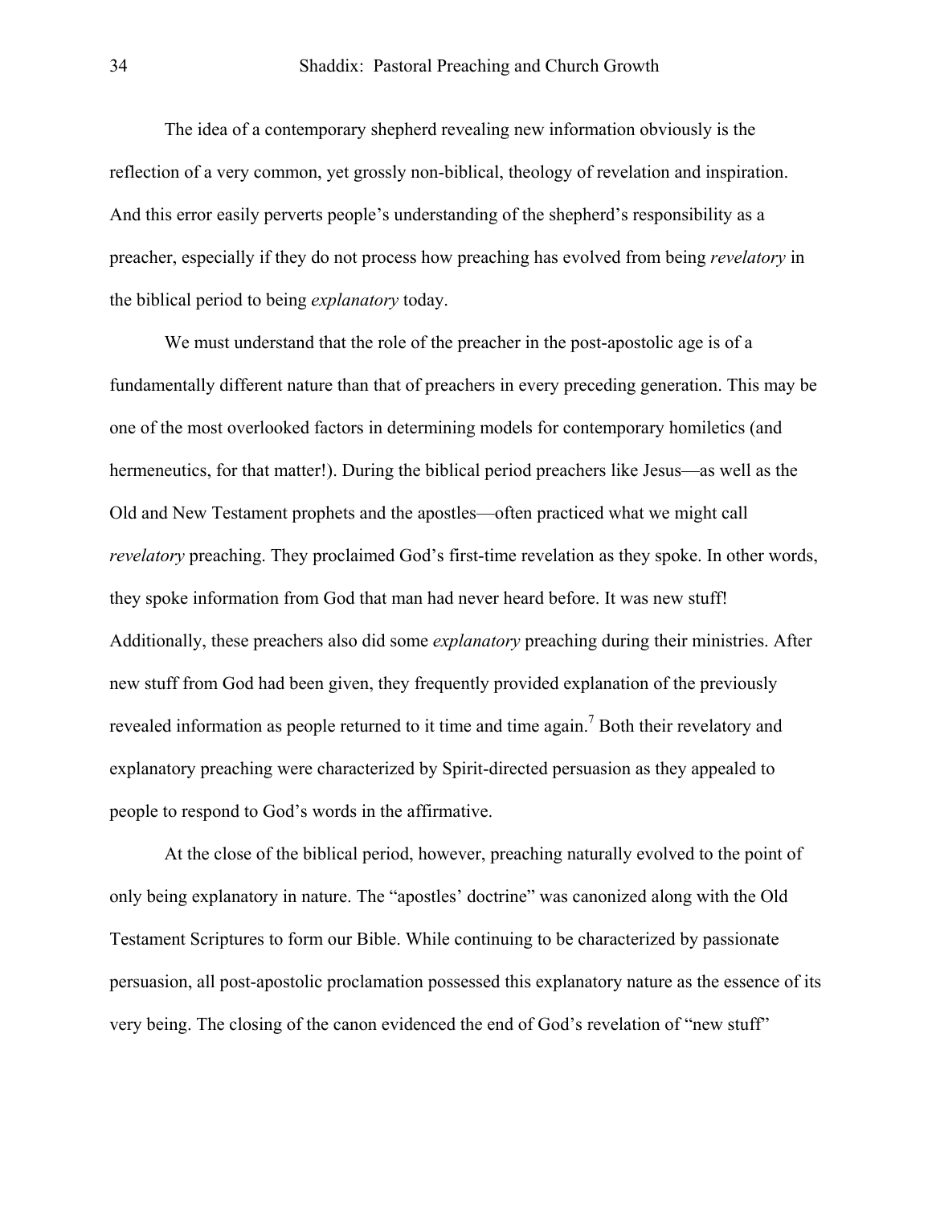The idea of a contemporary shepherd revealing new information obviously is the reflection of a very common, yet grossly non-biblical, theology of revelation and inspiration. And this error easily perverts people's understanding of the shepherd's responsibility as a preacher, especially if they do not process how preaching has evolved from being *revelatory* in the biblical period to being *explanatory* today.

We must understand that the role of the preacher in the post-apostolic age is of a fundamentally different nature than that of preachers in every preceding generation. This may be one of the most overlooked factors in determining models for contemporary homiletics (and hermeneutics, for that matter!). During the biblical period preachers like Jesus—as well as the Old and New Testament prophets and the apostles—often practiced what we might call *revelatory* preaching. They proclaimed God's first-time revelation as they spoke. In other words, they spoke information from God that man had never heard before. It was new stuff! Additionally, these preachers also did some *explanatory* preaching during their ministries. After new stuff from God had been given, they frequently provided explanation of the previously revealed information as people returned to it time and time again.[7] Both their revelatory and explanatory preaching were characterized by Spirit-directed persuasion as they appealed to people to respond to God's words in the affirmative.

At the close of the biblical period, however, preaching naturally evolved to the point of only being explanatory in nature. The "apostles' doctrine" was canonized along with the Old Testament Scriptures to form our Bible. While continuing to be characterized by passionate persuasion, all post-apostolic proclamation possessed this explanatory nature as the essence of its very being. The closing of the canon evidenced the end of God's revelation of "new stuff"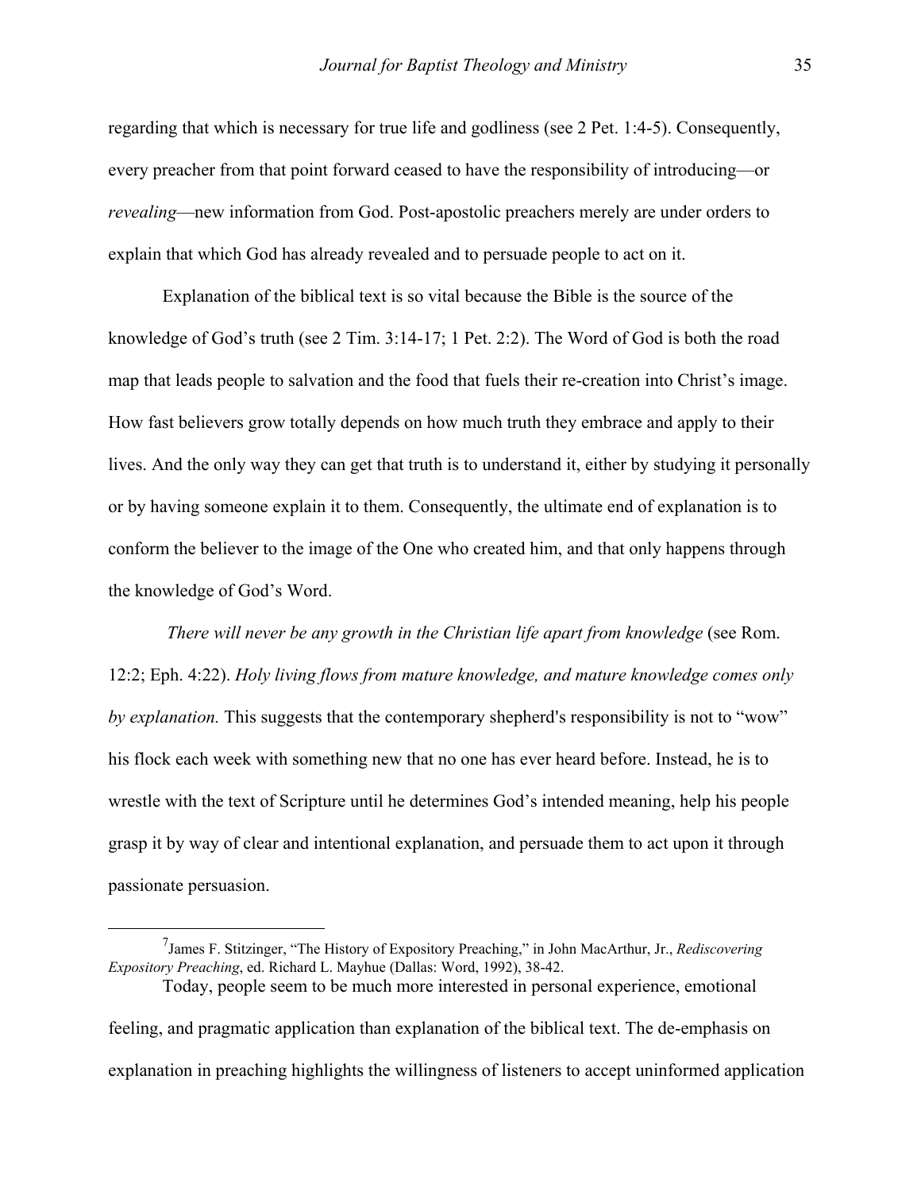regarding that which is necessary for true life and godliness (see 2 Pet. 1:4-5). Consequently, every preacher from that point forward ceased to have the responsibility of introducing—or *revealing*—new information from God. Post-apostolic preachers merely are under orders to explain that which God has already revealed and to persuade people to act on it.

Explanation of the biblical text is so vital because the Bible is the source of the knowledge of God's truth (see 2 Tim. 3:14-17; 1 Pet. 2:2). The Word of God is both the road map that leads people to salvation and the food that fuels their re-creation into Christ's image. How fast believers grow totally depends on how much truth they embrace and apply to their lives. And the only way they can get that truth is to understand it, either by studying it personally or by having someone explain it to them. Consequently, the ultimate end of explanation is to conform the believer to the image of the One who created him, and that only happens through the knowledge of God's Word.

*There will never be any growth in the Christian life apart from knowledge* (see Rom. 12:2; Eph. 4:22). *Holy living flows from mature knowledge, and mature knowledge comes only by explanation.* This suggests that the contemporary shepherd's responsibility is not to "wow" his flock each week with something new that no one has ever heard before. Instead, he is to wrestle with the text of Scripture until he determines God's intended meaning, help his people grasp it by way of clear and intentional explanation, and persuade them to act upon it through passionate persuasion.

Today, people seem to be much more interested in personal experience, emotional feeling, and pragmatic application than explanation of the biblical text. The de-emphasis on explanation in preaching highlights the willingness of listeners to accept uninformed application

---

[7] James F. Stitzinger, "The History of Expository Preaching," in John MacArthur, Jr., *Rediscovering Expository Preaching*, ed. Richard L. Mayhue (Dallas: Word, 1992), 38-42.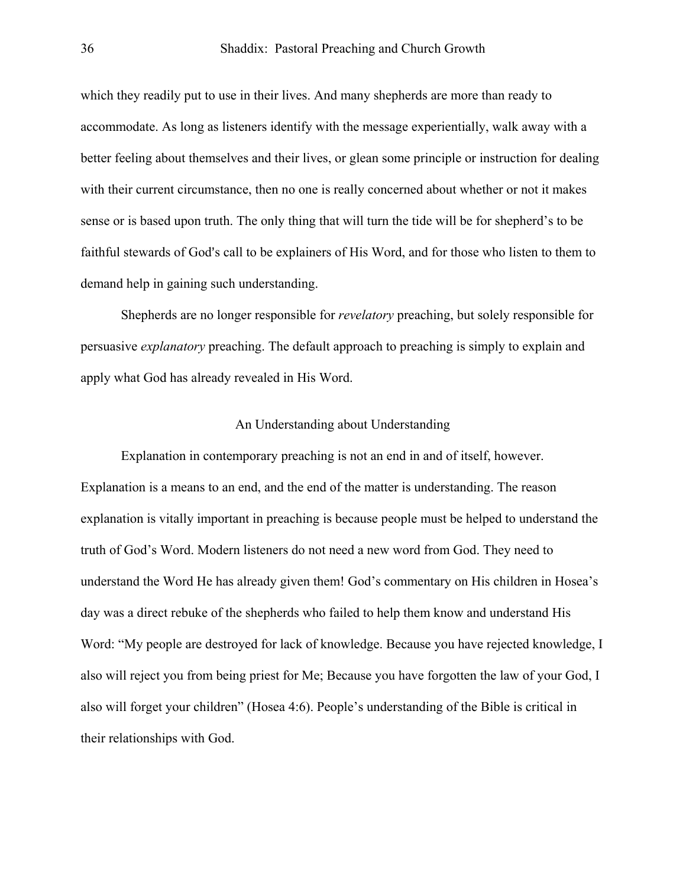which they readily put to use in their lives. And many shepherds are more than ready to accommodate. As long as listeners identify with the message experientially, walk away with a better feeling about themselves and their lives, or glean some principle or instruction for dealing with their current circumstance, then no one is really concerned about whether or not it makes sense or is based upon truth. The only thing that will turn the tide will be for shepherd's to be faithful stewards of God's call to be explainers of His Word, and for those who listen to them to demand help in gaining such understanding.

Shepherds are no longer responsible for *revelatory* preaching, but solely responsible for persuasive *explanatory* preaching. The default approach to preaching is simply to explain and apply what God has already revealed in His Word.

## An Understanding about Understanding

Explanation in contemporary preaching is not an end in and of itself, however. Explanation is a means to an end, and the end of the matter is understanding. The reason explanation is vitally important in preaching is because people must be helped to understand the truth of God's Word. Modern listeners do not need a new word from God. They need to understand the Word He has already given them! God's commentary on His children in Hosea's day was a direct rebuke of the shepherds who failed to help them know and understand His Word: "My people are destroyed for lack of knowledge. Because you have rejected knowledge, I also will reject you from being priest for Me; Because you have forgotten the law of your God, I also will forget your children" (Hosea 4:6). People's understanding of the Bible is critical in their relationships with God.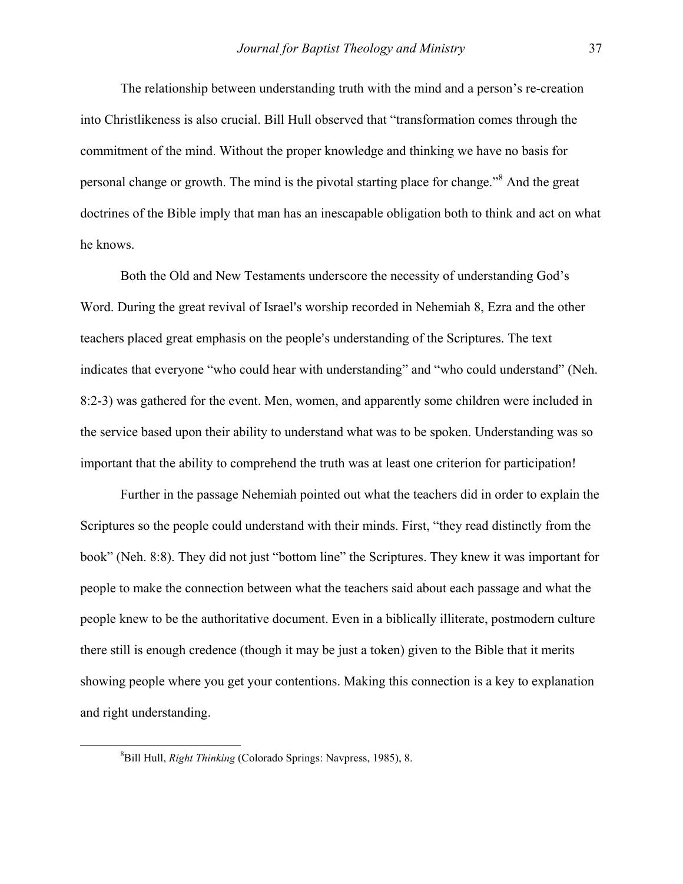The relationship between understanding truth with the mind and a person's re-creation into Christlikeness is also crucial. Bill Hull observed that "transformation comes through the commitment of the mind. Without the proper knowledge and thinking we have no basis for personal change or growth. The mind is the pivotal starting place for change."[8] And the great doctrines of the Bible imply that man has an inescapable obligation both to think and act on what he knows.

Both the Old and New Testaments underscore the necessity of understanding God's Word. During the great revival of Israel's worship recorded in Nehemiah 8, Ezra and the other teachers placed great emphasis on the people's understanding of the Scriptures. The text indicates that everyone "who could hear with understanding" and "who could understand" (Neh. 8:2-3) was gathered for the event. Men, women, and apparently some children were included in the service based upon their ability to understand what was to be spoken. Understanding was so important that the ability to comprehend the truth was at least one criterion for participation!

Further in the passage Nehemiah pointed out what the teachers did in order to explain the Scriptures so the people could understand with their minds. First, "they read distinctly from the book" (Neh. 8:8). They did not just "bottom line" the Scriptures. They knew it was important for people to make the connection between what the teachers said about each passage and what the people knew to be the authoritative document. Even in a biblically illiterate, postmodern culture there still is enough credence (though it may be just a token) given to the Bible that it merits showing people where you get your contentions. Making this connection is a key to explanation and right understanding.

---

[8] Bill Hull, *Right Thinking* (Colorado Springs: Navpress, 1985), 8.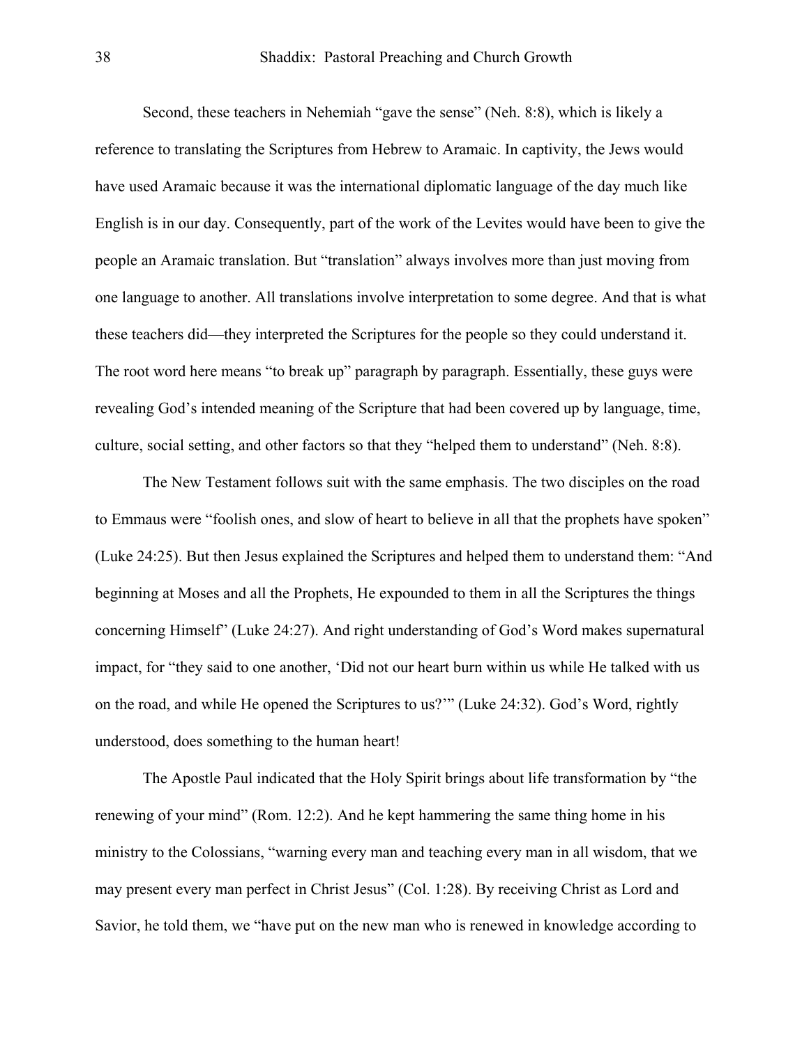Second, these teachers in Nehemiah "gave the sense" (Neh. 8:8), which is likely a reference to translating the Scriptures from Hebrew to Aramaic. In captivity, the Jews would have used Aramaic because it was the international diplomatic language of the day much like English is in our day. Consequently, part of the work of the Levites would have been to give the people an Aramaic translation. But "translation" always involves more than just moving from one language to another. All translations involve interpretation to some degree. And that is what these teachers did—they interpreted the Scriptures for the people so they could understand it. The root word here means "to break up" paragraph by paragraph. Essentially, these guys were revealing God's intended meaning of the Scripture that had been covered up by language, time, culture, social setting, and other factors so that they "helped them to understand" (Neh. 8:8).

The New Testament follows suit with the same emphasis. The two disciples on the road to Emmaus were "foolish ones, and slow of heart to believe in all that the prophets have spoken" (Luke 24:25). But then Jesus explained the Scriptures and helped them to understand them: "And beginning at Moses and all the Prophets, He expounded to them in all the Scriptures the things concerning Himself" (Luke 24:27). And right understanding of God's Word makes supernatural impact, for "they said to one another, 'Did not our heart burn within us while He talked with us on the road, and while He opened the Scriptures to us?'" (Luke 24:32). God's Word, rightly understood, does something to the human heart!

The Apostle Paul indicated that the Holy Spirit brings about life transformation by "the renewing of your mind" (Rom. 12:2). And he kept hammering the same thing home in his ministry to the Colossians, "warning every man and teaching every man in all wisdom, that we may present every man perfect in Christ Jesus" (Col. 1:28). By receiving Christ as Lord and Savior, he told them, we "have put on the new man who is renewed in knowledge according to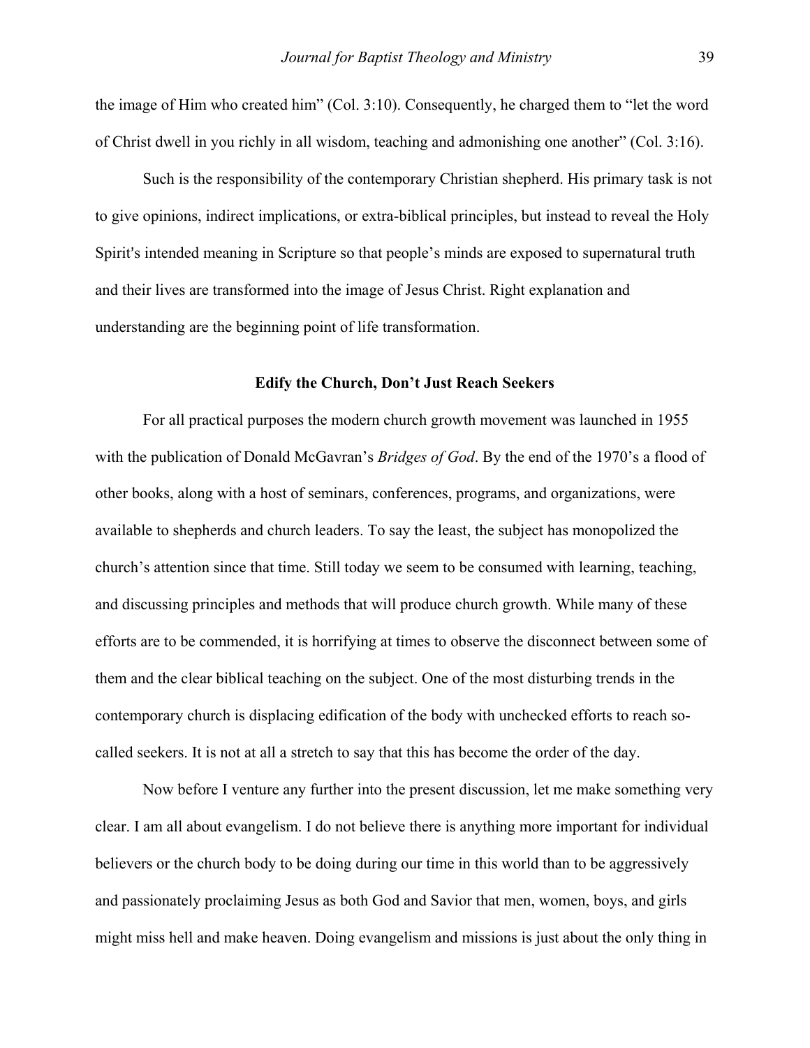the image of Him who created him" (Col. 3:10). Consequently, he charged them to "let the word of Christ dwell in you richly in all wisdom, teaching and admonishing one another" (Col. 3:16).

Such is the responsibility of the contemporary Christian shepherd. His primary task is not to give opinions, indirect implications, or extra-biblical principles, but instead to reveal the Holy Spirit's intended meaning in Scripture so that people's minds are exposed to supernatural truth and their lives are transformed into the image of Jesus Christ. Right explanation and understanding are the beginning point of life transformation.

### Edify the Church, Don't Just Reach Seekers

For all practical purposes the modern church growth movement was launched in 1955 with the publication of Donald McGavran's *Bridges of God*. By the end of the 1970's a flood of other books, along with a host of seminars, conferences, programs, and organizations, were available to shepherds and church leaders. To say the least, the subject has monopolized the church's attention since that time. Still today we seem to be consumed with learning, teaching, and discussing principles and methods that will produce church growth. While many of these efforts are to be commended, it is horrifying at times to observe the disconnect between some of them and the clear biblical teaching on the subject. One of the most disturbing trends in the contemporary church is displacing edification of the body with unchecked efforts to reach so-called seekers. It is not at all a stretch to say that this has become the order of the day.

Now before I venture any further into the present discussion, let me make something very clear. I am all about evangelism. I do not believe there is anything more important for individual believers or the church body to be doing during our time in this world than to be aggressively and passionately proclaiming Jesus as both God and Savior that men, women, boys, and girls might miss hell and make heaven. Doing evangelism and missions is just about the only thing in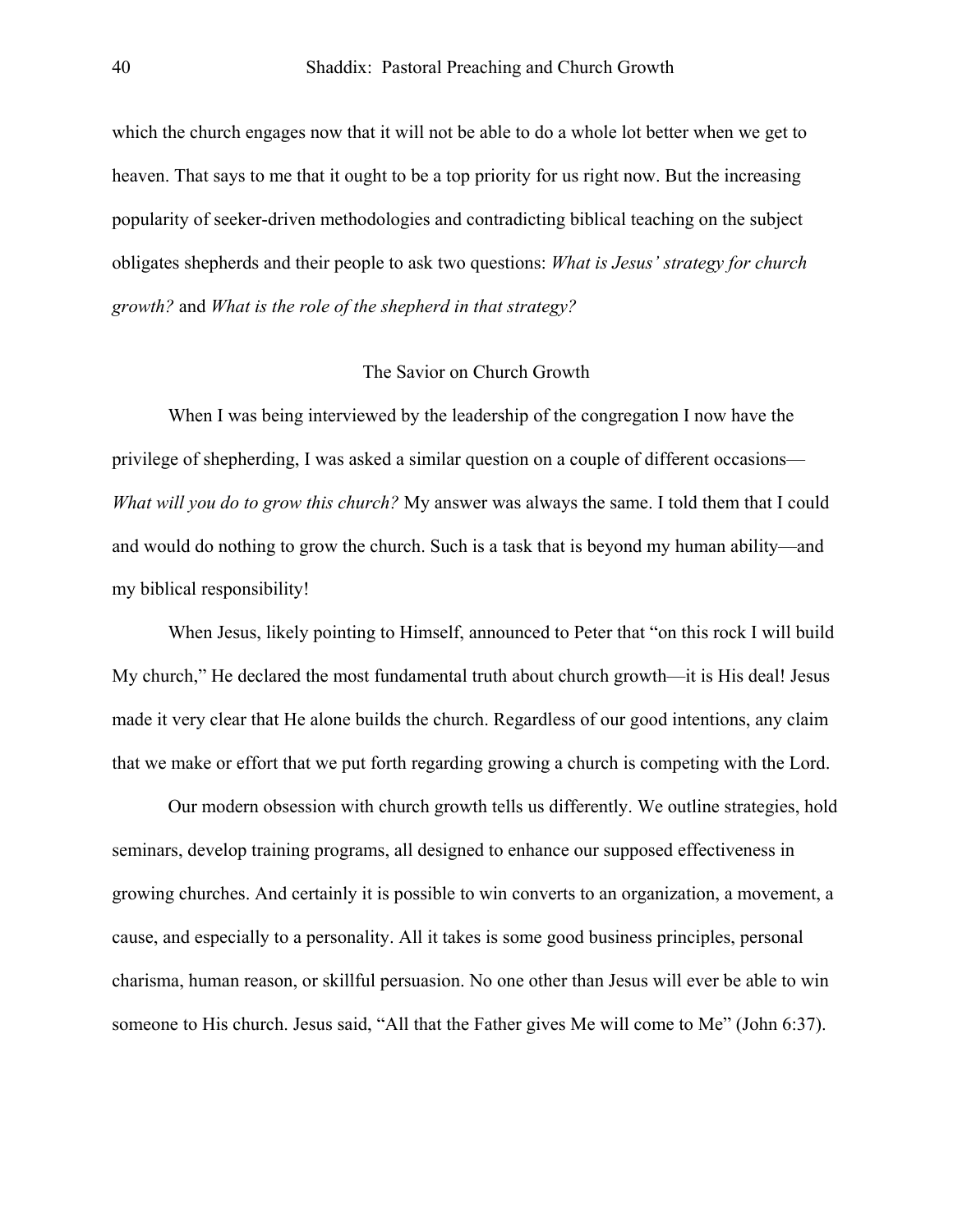which the church engages now that it will not be able to do a whole lot better when we get to heaven. That says to me that it ought to be a top priority for us right now. But the increasing popularity of seeker-driven methodologies and contradicting biblical teaching on the subject obligates shepherds and their people to ask two questions: *What is Jesus' strategy for church growth?* and *What is the role of the shepherd in that strategy?*

## The Savior on Church Growth

When I was being interviewed by the leadership of the congregation I now have the privilege of shepherding, I was asked a similar question on a couple of different occasions—*What will you do to grow this church?* My answer was always the same. I told them that I could and would do nothing to grow the church. Such is a task that is beyond my human ability—and my biblical responsibility!

When Jesus, likely pointing to Himself, announced to Peter that "on this rock I will build My church," He declared the most fundamental truth about church growth—it is His deal! Jesus made it very clear that He alone builds the church. Regardless of our good intentions, any claim that we make or effort that we put forth regarding growing a church is competing with the Lord.

Our modern obsession with church growth tells us differently. We outline strategies, hold seminars, develop training programs, all designed to enhance our supposed effectiveness in growing churches. And certainly it is possible to win converts to an organization, a movement, a cause, and especially to a personality. All it takes is some good business principles, personal charisma, human reason, or skillful persuasion. No one other than Jesus will ever be able to win someone to His church. Jesus said, "All that the Father gives Me will come to Me" (John 6:37).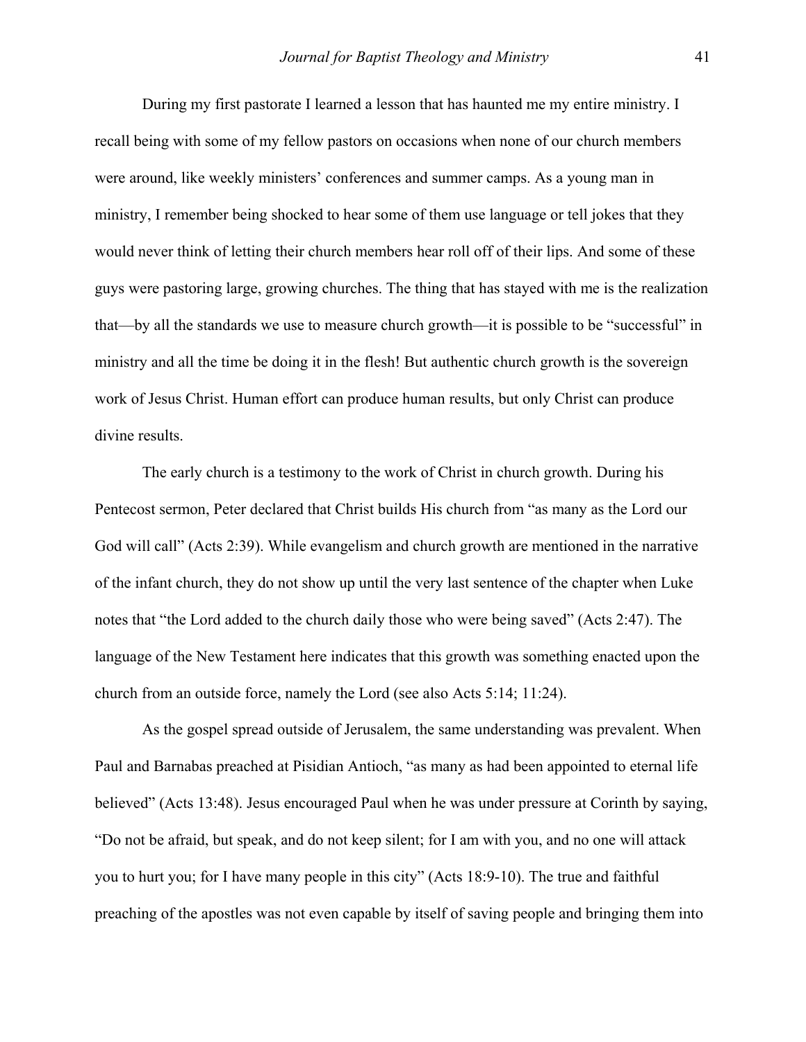During my first pastorate I learned a lesson that has haunted me my entire ministry. I recall being with some of my fellow pastors on occasions when none of our church members were around, like weekly ministers' conferences and summer camps. As a young man in ministry, I remember being shocked to hear some of them use language or tell jokes that they would never think of letting their church members hear roll off of their lips. And some of these guys were pastoring large, growing churches. The thing that has stayed with me is the realization that—by all the standards we use to measure church growth—it is possible to be "successful" in ministry and all the time be doing it in the flesh! But authentic church growth is the sovereign work of Jesus Christ. Human effort can produce human results, but only Christ can produce divine results.

The early church is a testimony to the work of Christ in church growth. During his Pentecost sermon, Peter declared that Christ builds His church from "as many as the Lord our God will call" (Acts 2:39). While evangelism and church growth are mentioned in the narrative of the infant church, they do not show up until the very last sentence of the chapter when Luke notes that "the Lord added to the church daily those who were being saved" (Acts 2:47). The language of the New Testament here indicates that this growth was something enacted upon the church from an outside force, namely the Lord (see also Acts 5:14; 11:24).

As the gospel spread outside of Jerusalem, the same understanding was prevalent. When Paul and Barnabas preached at Pisidian Antioch, "as many as had been appointed to eternal life believed" (Acts 13:48). Jesus encouraged Paul when he was under pressure at Corinth by saying, "Do not be afraid, but speak, and do not keep silent; for I am with you, and no one will attack you to hurt you; for I have many people in this city" (Acts 18:9-10). The true and faithful preaching of the apostles was not even capable by itself of saving people and bringing them into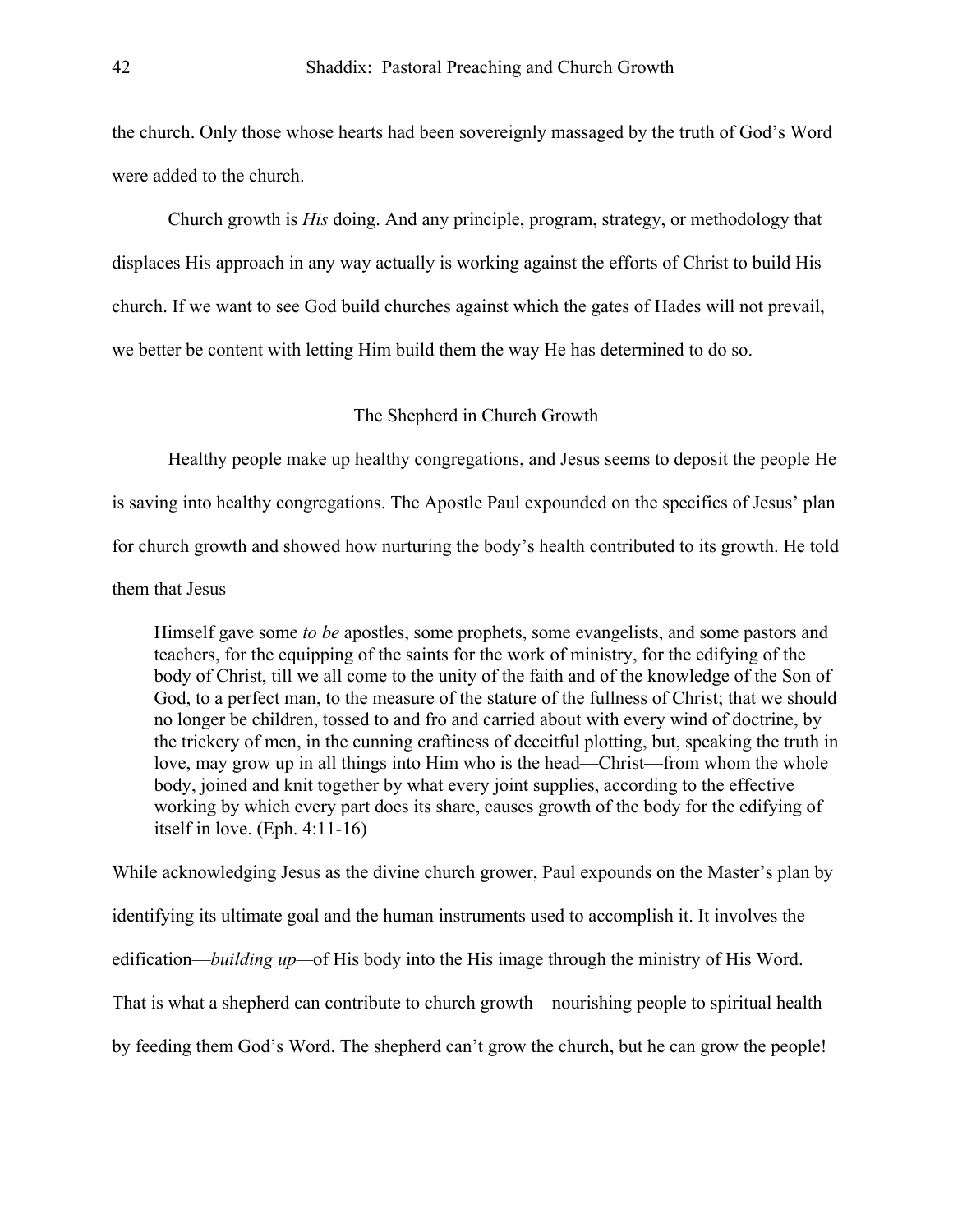the church. Only those whose hearts had been sovereignly massaged by the truth of God's Word were added to the church.

Church growth is *His* doing. And any principle, program, strategy, or methodology that displaces His approach in any way actually is working against the efforts of Christ to build His church. If we want to see God build churches against which the gates of Hades will not prevail, we better be content with letting Him build them the way He has determined to do so.

## The Shepherd in Church Growth

Healthy people make up healthy congregations, and Jesus seems to deposit the people He is saving into healthy congregations. The Apostle Paul expounded on the specifics of Jesus' plan for church growth and showed how nurturing the body's health contributed to its growth. He told them that Jesus

> Himself gave some *to be* apostles, some prophets, some evangelists, and some pastors and teachers, for the equipping of the saints for the work of ministry, for the edifying of the body of Christ, till we all come to the unity of the faith and of the knowledge of the Son of God, to a perfect man, to the measure of the stature of the fullness of Christ; that we should no longer be children, tossed to and fro and carried about with every wind of doctrine, by the trickery of men, in the cunning craftiness of deceitful plotting, but, speaking the truth in love, may grow up in all things into Him who is the head—Christ—from whom the whole body, joined and knit together by what every joint supplies, according to the effective working by which every part does its share, causes growth of the body for the edifying of itself in love. (Eph. 4:11-16)

While acknowledging Jesus as the divine church grower, Paul expounds on the Master's plan by identifying its ultimate goal and the human instruments used to accomplish it. It involves the edification—*building up*—of His body into the His image through the ministry of His Word. That is what a shepherd can contribute to church growth—nourishing people to spiritual health by feeding them God's Word. The shepherd can't grow the church, but he can grow the people!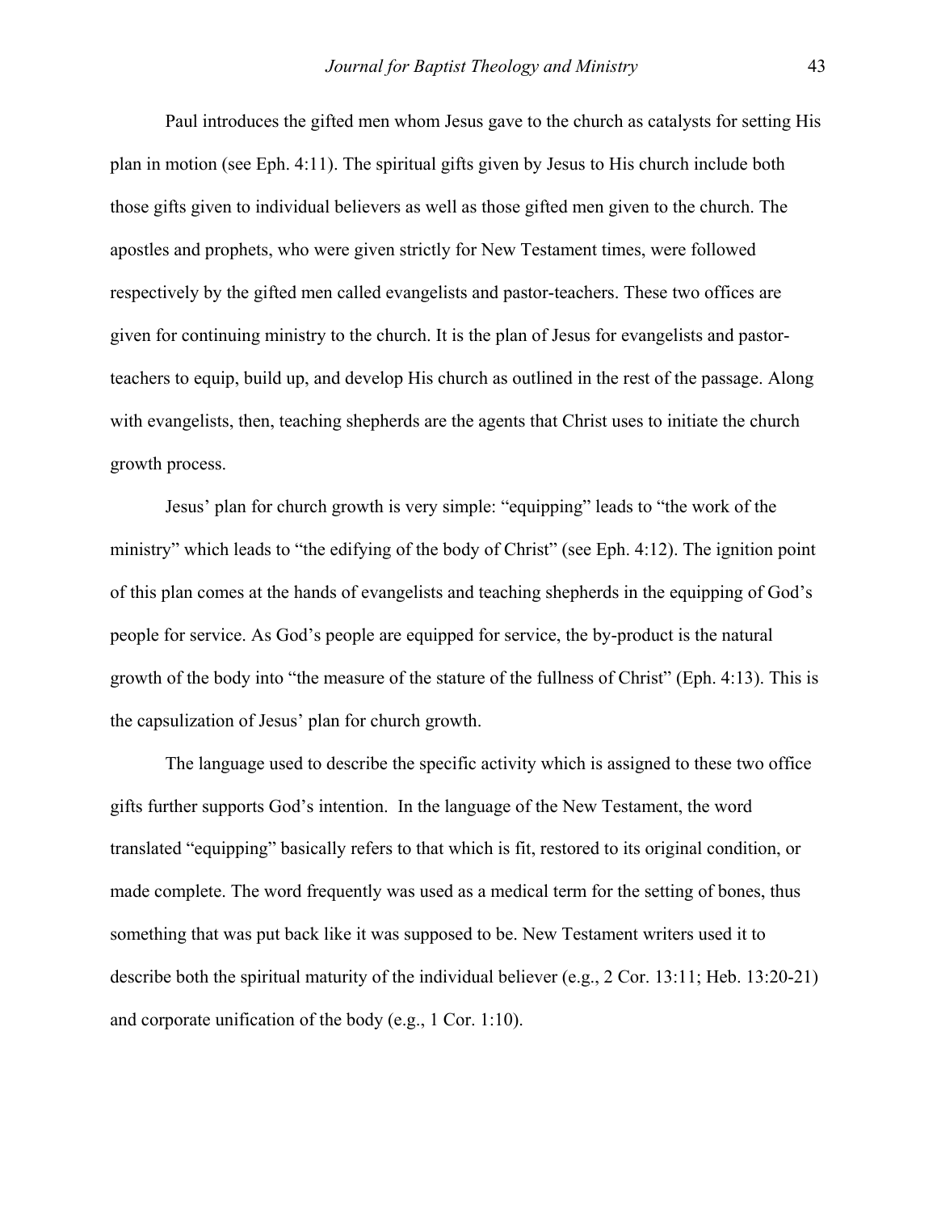Paul introduces the gifted men whom Jesus gave to the church as catalysts for setting His plan in motion (see Eph. 4:11). The spiritual gifts given by Jesus to His church include both those gifts given to individual believers as well as those gifted men given to the church. The apostles and prophets, who were given strictly for New Testament times, were followed respectively by the gifted men called evangelists and pastor-teachers. These two offices are given for continuing ministry to the church. It is the plan of Jesus for evangelists and pastor-teachers to equip, build up, and develop His church as outlined in the rest of the passage. Along with evangelists, then, teaching shepherds are the agents that Christ uses to initiate the church growth process.

Jesus' plan for church growth is very simple: "equipping" leads to "the work of the ministry" which leads to "the edifying of the body of Christ" (see Eph. 4:12). The ignition point of this plan comes at the hands of evangelists and teaching shepherds in the equipping of God's people for service. As God's people are equipped for service, the by-product is the natural growth of the body into "the measure of the stature of the fullness of Christ" (Eph. 4:13). This is the capsulization of Jesus' plan for church growth.

The language used to describe the specific activity which is assigned to these two office gifts further supports God's intention. In the language of the New Testament, the word translated "equipping" basically refers to that which is fit, restored to its original condition, or made complete. The word frequently was used as a medical term for the setting of bones, thus something that was put back like it was supposed to be. New Testament writers used it to describe both the spiritual maturity of the individual believer (e.g., 2 Cor. 13:11; Heb. 13:20-21) and corporate unification of the body (e.g., 1 Cor. 1:10).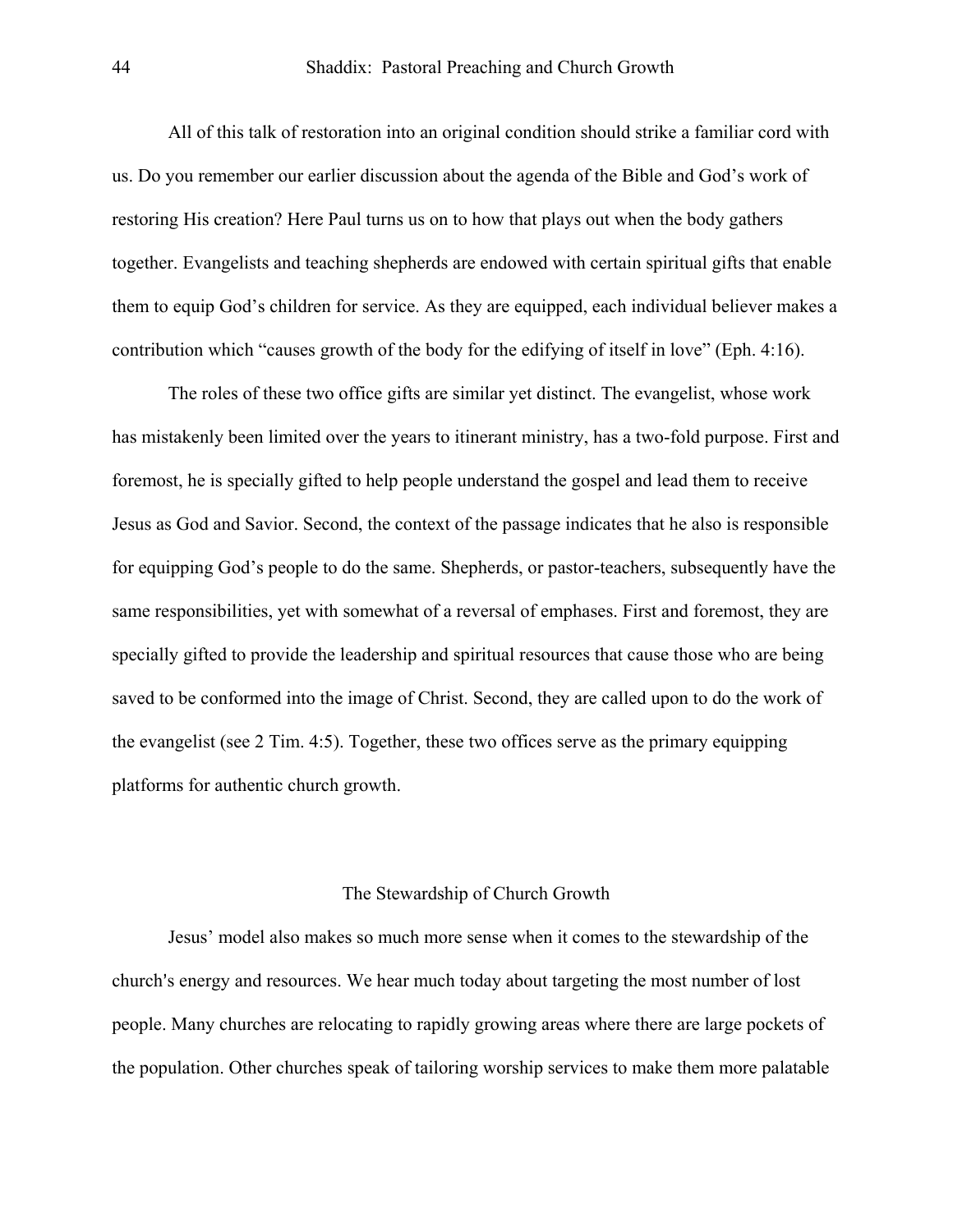All of this talk of restoration into an original condition should strike a familiar cord with us. Do you remember our earlier discussion about the agenda of the Bible and God's work of restoring His creation? Here Paul turns us on to how that plays out when the body gathers together. Evangelists and teaching shepherds are endowed with certain spiritual gifts that enable them to equip God's children for service. As they are equipped, each individual believer makes a contribution which "causes growth of the body for the edifying of itself in love" (Eph. 4:16).

The roles of these two office gifts are similar yet distinct. The evangelist, whose work has mistakenly been limited over the years to itinerant ministry, has a two-fold purpose. First and foremost, he is specially gifted to help people understand the gospel and lead them to receive Jesus as God and Savior. Second, the context of the passage indicates that he also is responsible for equipping God's people to do the same. Shepherds, or pastor-teachers, subsequently have the same responsibilities, yet with somewhat of a reversal of emphases. First and foremost, they are specially gifted to provide the leadership and spiritual resources that cause those who are being saved to be conformed into the image of Christ. Second, they are called upon to do the work of the evangelist (see 2 Tim. 4:5). Together, these two offices serve as the primary equipping platforms for authentic church growth.

## The Stewardship of Church Growth

Jesus' model also makes so much more sense when it comes to the stewardship of the church's energy and resources. We hear much today about targeting the most number of lost people. Many churches are relocating to rapidly growing areas where there are large pockets of the population. Other churches speak of tailoring worship services to make them more palatable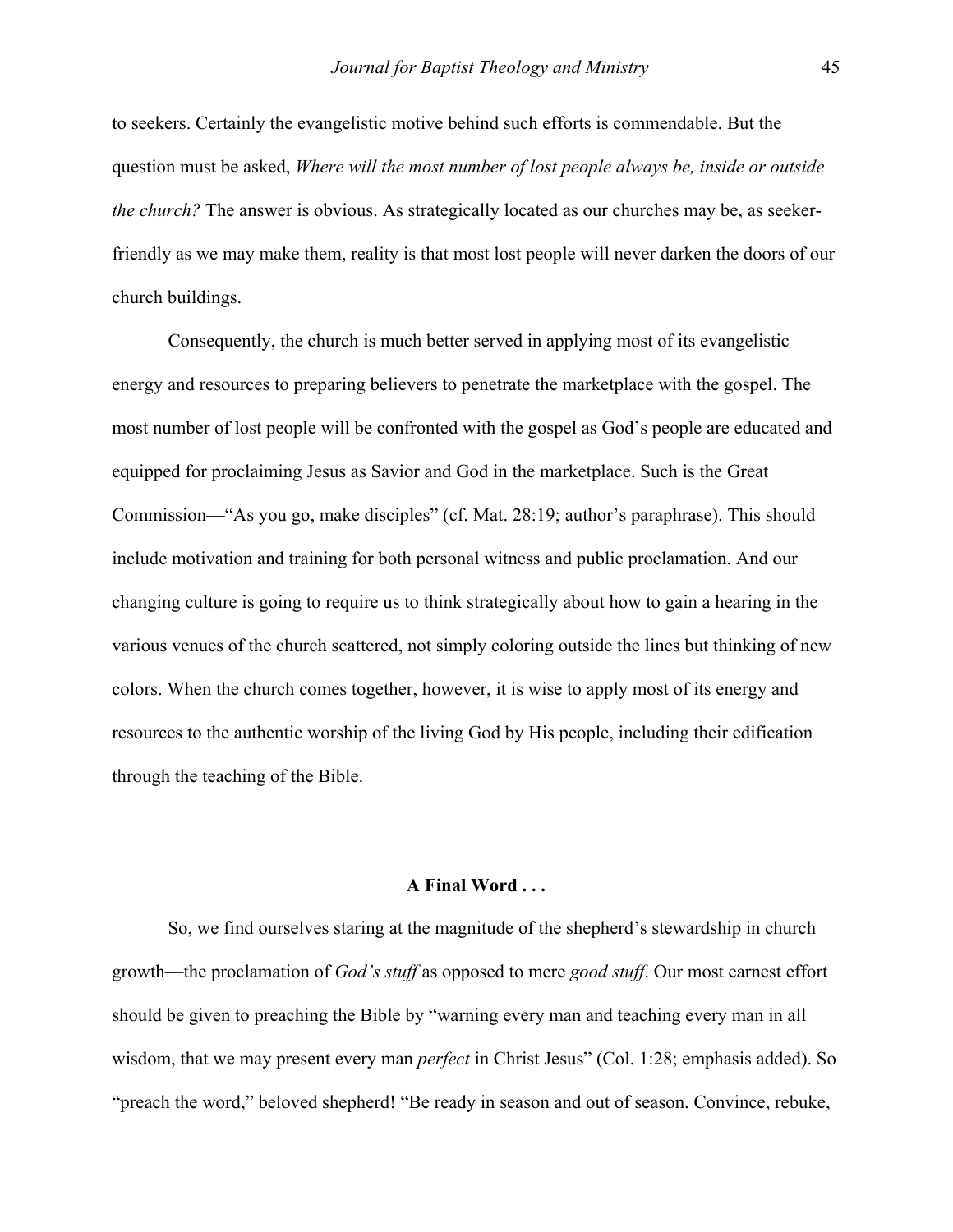to seekers. Certainly the evangelistic motive behind such efforts is commendable. But the question must be asked, *Where will the most number of lost people always be, inside or outside the church?* The answer is obvious. As strategically located as our churches may be, as seeker-friendly as we may make them, reality is that most lost people will never darken the doors of our church buildings.

Consequently, the church is much better served in applying most of its evangelistic energy and resources to preparing believers to penetrate the marketplace with the gospel. The most number of lost people will be confronted with the gospel as God's people are educated and equipped for proclaiming Jesus as Savior and God in the marketplace. Such is the Great Commission—"As you go, make disciples" (cf. Mat. 28:19; author's paraphrase). This should include motivation and training for both personal witness and public proclamation. And our changing culture is going to require us to think strategically about how to gain a hearing in the various venues of the church scattered, not simply coloring outside the lines but thinking of new colors. When the church comes together, however, it is wise to apply most of its energy and resources to the authentic worship of the living God by His people, including their edification through the teaching of the Bible.

## A Final Word . . .

So, we find ourselves staring at the magnitude of the shepherd's stewardship in church growth—the proclamation of *God's stuff* as opposed to mere *good stuff*. Our most earnest effort should be given to preaching the Bible by "warning every man and teaching every man in all wisdom, that we may present every man *perfect* in Christ Jesus" (Col. 1:28; emphasis added). So "preach the word," beloved shepherd! "Be ready in season and out of season. Convince, rebuke,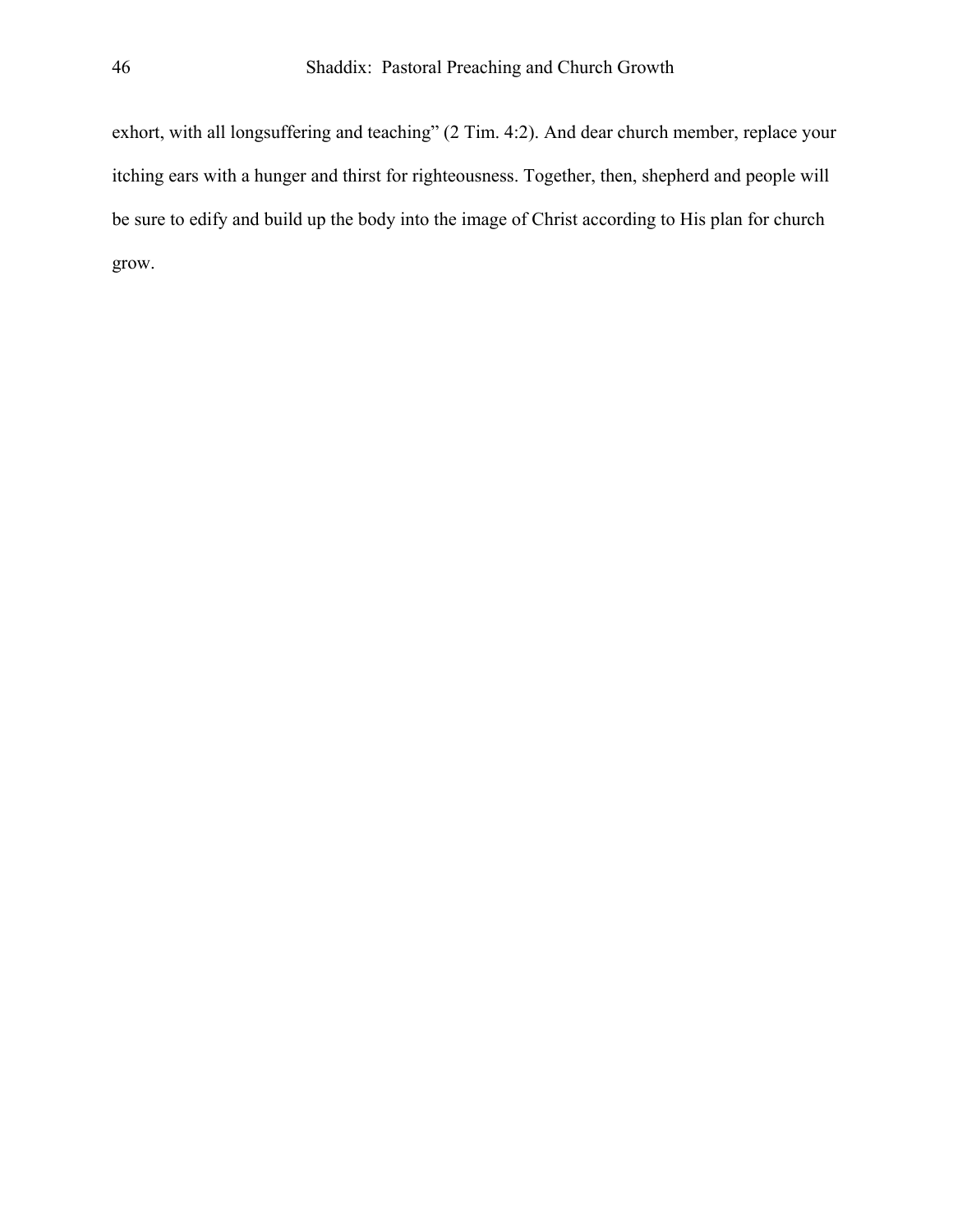exhort, with all longsuffering and teaching" (2 Tim. 4:2). And dear church member, replace your itching ears with a hunger and thirst for righteousness. Together, then, shepherd and people will be sure to edify and build up the body into the image of Christ according to His plan for church grow.